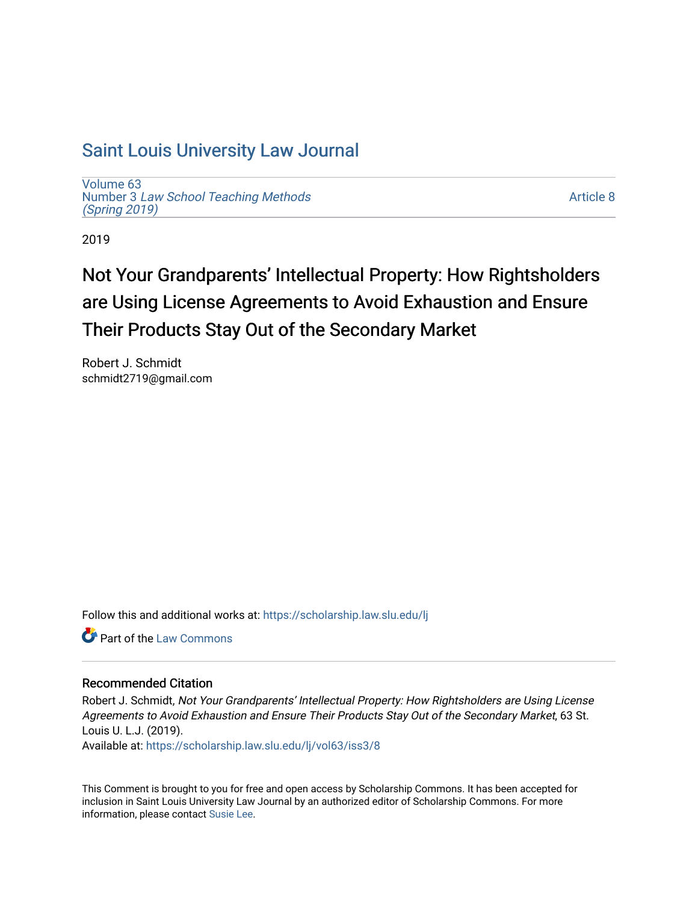# Saint Louis University Law Journal

Volume 63
Number 3 *Law School Teaching Methods (Spring 2019)*

Article 8

2019

## Not Your Grandparents' Intellectual Property: How Rightsholders are Using License Agreements to Avoid Exhaustion and Ensure Their Products Stay Out of the Secondary Market

Robert J. Schmidt
schmidt2719@gmail.com

Follow this and additional works at: https://scholarship.law.slu.edu/lj

Part of the Law Commons

### Recommended Citation

Robert J. Schmidt, *Not Your Grandparents' Intellectual Property: How Rightsholders are Using License Agreements to Avoid Exhaustion and Ensure Their Products Stay Out of the Secondary Market*, 63 St. Louis U. L.J. (2019).
Available at: https://scholarship.law.slu.edu/lj/vol63/iss3/8

This Comment is brought to you for free and open access by Scholarship Commons. It has been accepted for inclusion in Saint Louis University Law Journal by an authorized editor of Scholarship Commons. For more information, please contact Susie Lee.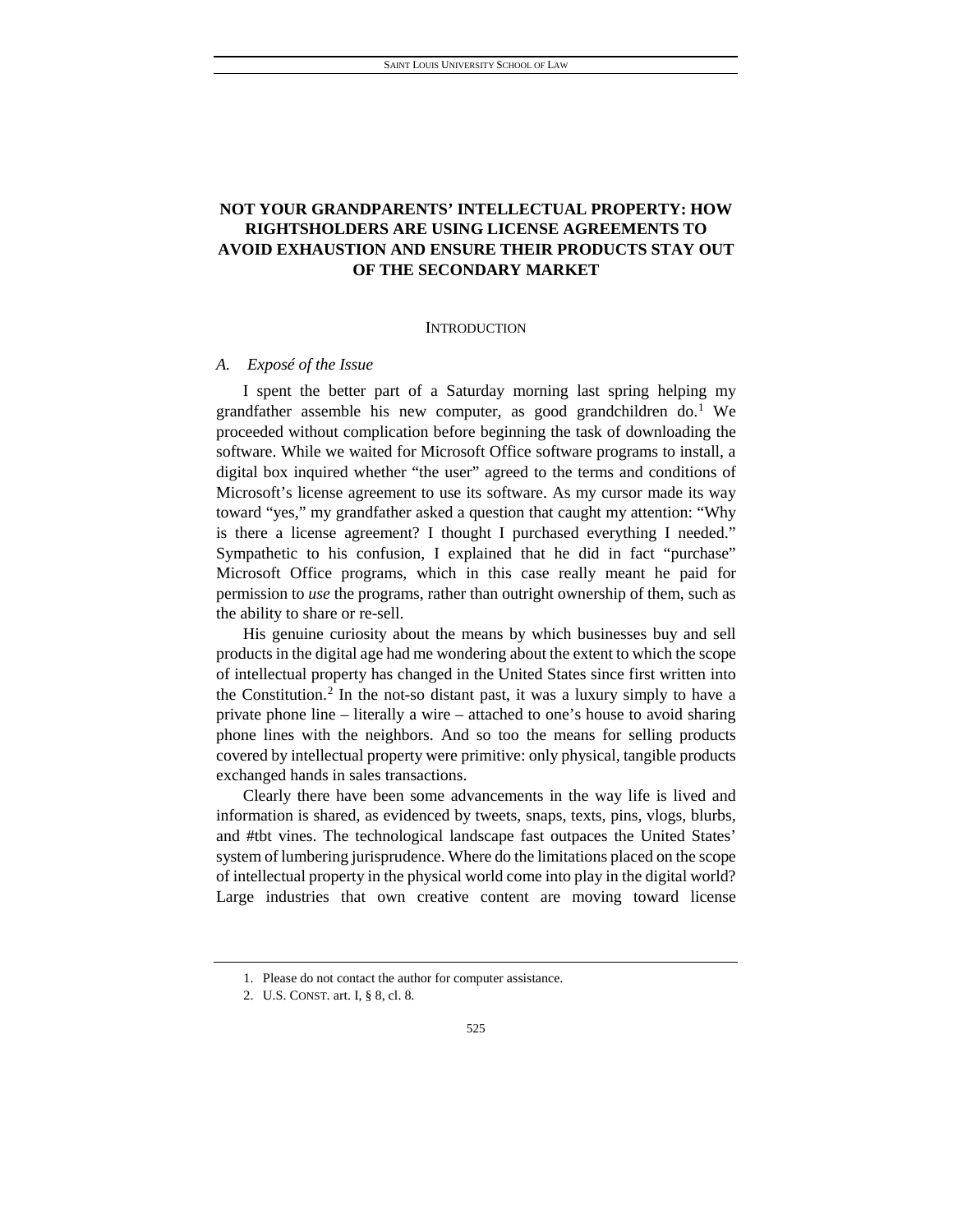# NOT YOUR GRANDPARENTS' INTELLECTUAL PROPERTY: HOW RIGHTSHOLDERS ARE USING LICENSE AGREEMENTS TO AVOID EXHAUSTION AND ENSURE THEIR PRODUCTS STAY OUT OF THE SECONDARY MARKET

## INTRODUCTION

### *A. Exposé of the Issue*

I spent the better part of a Saturday morning last spring helping my grandfather assemble his new computer, as good grandchildren do.[1] We proceeded without complication before beginning the task of downloading the software. While we waited for Microsoft Office software programs to install, a digital box inquired whether "the user" agreed to the terms and conditions of Microsoft's license agreement to use its software. As my cursor made its way toward "yes," my grandfather asked a question that caught my attention: "Why is there a license agreement? I thought I purchased everything I needed." Sympathetic to his confusion, I explained that he did in fact "purchase" Microsoft Office programs, which in this case really meant he paid for permission to *use* the programs, rather than outright ownership of them, such as the ability to share or re-sell.

His genuine curiosity about the means by which businesses buy and sell products in the digital age had me wondering about the extent to which the scope of intellectual property has changed in the United States since first written into the Constitution.[2] In the not-so distant past, it was a luxury simply to have a private phone line – literally a wire – attached to one's house to avoid sharing phone lines with the neighbors. And so too the means for selling products covered by intellectual property were primitive: only physical, tangible products exchanged hands in sales transactions.

Clearly there have been some advancements in the way life is lived and information is shared, as evidenced by tweets, snaps, texts, pins, vlogs, blurbs, and #tbt vines. The technological landscape fast outpaces the United States' system of lumbering jurisprudence. Where do the limitations placed on the scope of intellectual property in the physical world come into play in the digital world? Large industries that own creative content are moving toward license

1. Please do not contact the author for computer assistance.

2. U.S. CONST. art. I, § 8, cl. 8.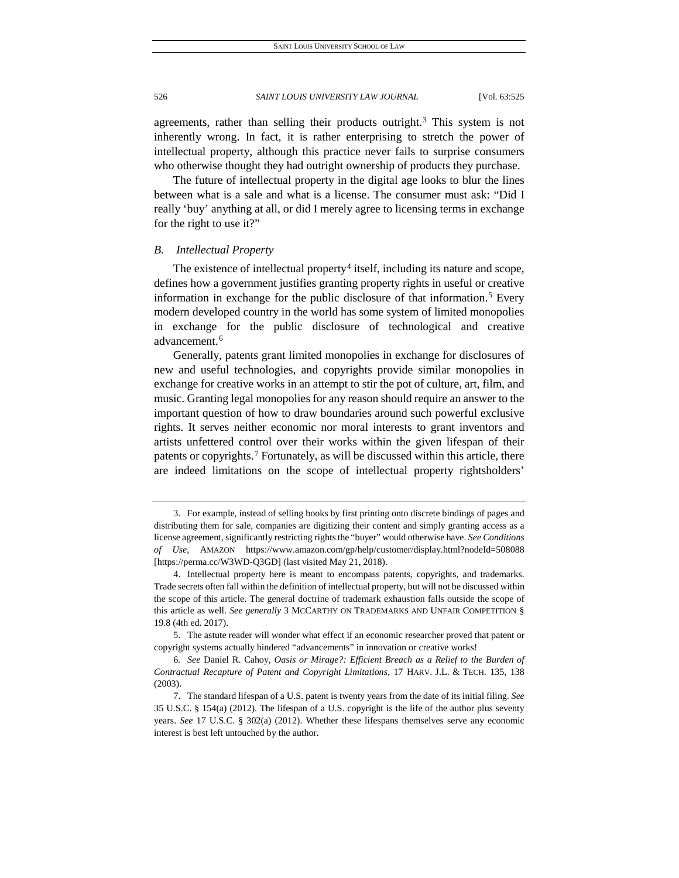agreements, rather than selling their products outright.[3] This system is not inherently wrong. In fact, it is rather enterprising to stretch the power of intellectual property, although this practice never fails to surprise consumers who otherwise thought they had outright ownership of products they purchase.

The future of intellectual property in the digital age looks to blur the lines between what is a sale and what is a license. The consumer must ask: "Did I really 'buy' anything at all, or did I merely agree to licensing terms in exchange for the right to use it?"

### *B. Intellectual Property*

The existence of intellectual property[4] itself, including its nature and scope, defines how a government justifies granting property rights in useful or creative information in exchange for the public disclosure of that information.[5] Every modern developed country in the world has some system of limited monopolies in exchange for the public disclosure of technological and creative advancement.[6]

Generally, patents grant limited monopolies in exchange for disclosures of new and useful technologies, and copyrights provide similar monopolies in exchange for creative works in an attempt to stir the pot of culture, art, film, and music. Granting legal monopolies for any reason should require an answer to the important question of how to draw boundaries around such powerful exclusive rights. It serves neither economic nor moral interests to grant inventors and artists unfettered control over their works within the given lifespan of their patents or copyrights.[7] Fortunately, as will be discussed within this article, there are indeed limitations on the scope of intellectual property rightsholders'

---

3. For example, instead of selling books by first printing onto discrete bindings of pages and distributing them for sale, companies are digitizing their content and simply granting access as a license agreement, significantly restricting rights the "buyer" would otherwise have. *See Conditions of Use*, AMAZON https://www.amazon.com/gp/help/customer/display.html?nodeId=508088 [https://perma.cc/W3WD-Q3GD] (last visited May 21, 2018).

4. Intellectual property here is meant to encompass patents, copyrights, and trademarks. Trade secrets often fall within the definition of intellectual property, but will not be discussed within the scope of this article. The general doctrine of trademark exhaustion falls outside the scope of this article as well. *See generally* 3 MCCARTHY ON TRADEMARKS AND UNFAIR COMPETITION § 19.8 (4th ed. 2017).

5. The astute reader will wonder what effect if an economic researcher proved that patent or copyright systems actually hindered "advancements" in innovation or creative works!

6. *See* Daniel R. Cahoy, *Oasis or Mirage?: Efficient Breach as a Relief to the Burden of Contractual Recapture of Patent and Copyright Limitations*, 17 HARV. J.L. & TECH. 135, 138 (2003).

7. The standard lifespan of a U.S. patent is twenty years from the date of its initial filing. *See* 35 U.S.C. § 154(a) (2012). The lifespan of a U.S. copyright is the life of the author plus seventy years. *See* 17 U.S.C. § 302(a) (2012). Whether these lifespans themselves serve any economic interest is best left untouched by the author.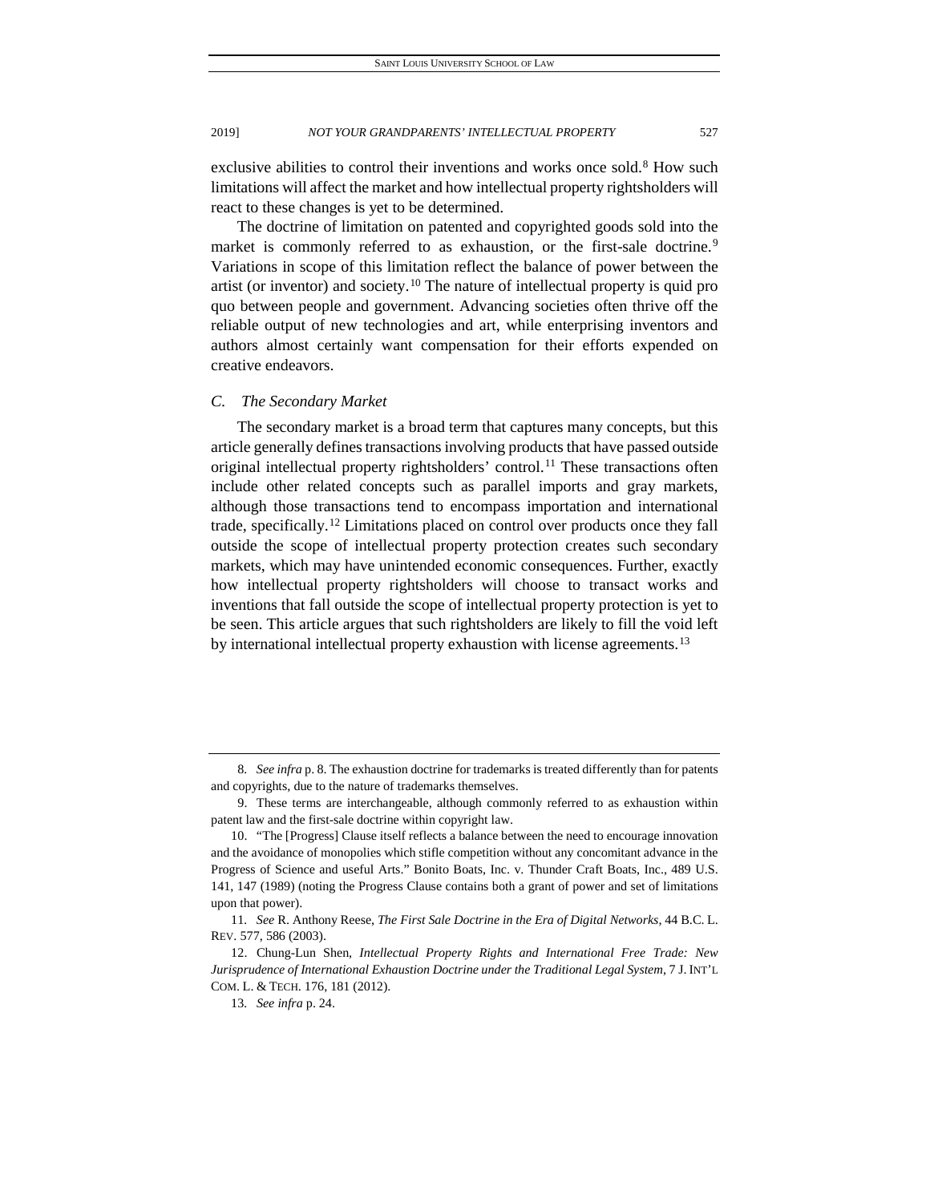exclusive abilities to control their inventions and works once sold.[8] How such limitations will affect the market and how intellectual property rightsholders will react to these changes is yet to be determined.

The doctrine of limitation on patented and copyrighted goods sold into the market is commonly referred to as exhaustion, or the first-sale doctrine.[9] Variations in scope of this limitation reflect the balance of power between the artist (or inventor) and society.[10] The nature of intellectual property is quid pro quo between people and government. Advancing societies often thrive off the reliable output of new technologies and art, while enterprising inventors and authors almost certainly want compensation for their efforts expended on creative endeavors.

### *C. The Secondary Market*

The secondary market is a broad term that captures many concepts, but this article generally defines transactions involving products that have passed outside original intellectual property rightsholders' control.[11] These transactions often include other related concepts such as parallel imports and gray markets, although those transactions tend to encompass importation and international trade, specifically.[12] Limitations placed on control over products once they fall outside the scope of intellectual property protection creates such secondary markets, which may have unintended economic consequences. Further, exactly how intellectual property rightsholders will choose to transact works and inventions that fall outside the scope of intellectual property protection is yet to be seen. This article argues that such rightsholders are likely to fill the void left by international intellectual property exhaustion with license agreements.[13]

---

8. *See infra* p. 8. The exhaustion doctrine for trademarks is treated differently than for patents and copyrights, due to the nature of trademarks themselves.

9. These terms are interchangeable, although commonly referred to as exhaustion within patent law and the first-sale doctrine within copyright law.

10. "The [Progress] Clause itself reflects a balance between the need to encourage innovation and the avoidance of monopolies which stifle competition without any concomitant advance in the Progress of Science and useful Arts." Bonito Boats, Inc. v. Thunder Craft Boats, Inc., 489 U.S. 141, 147 (1989) (noting the Progress Clause contains both a grant of power and set of limitations upon that power).

11. *See* R. Anthony Reese, *The First Sale Doctrine in the Era of Digital Networks*, 44 B.C. L. REV. 577, 586 (2003).

12. Chung-Lun Shen, *Intellectual Property Rights and International Free Trade: New Jurisprudence of International Exhaustion Doctrine under the Traditional Legal System*, 7 J. INT'L COM. L. & TECH. 176, 181 (2012).

13. *See infra* p. 24.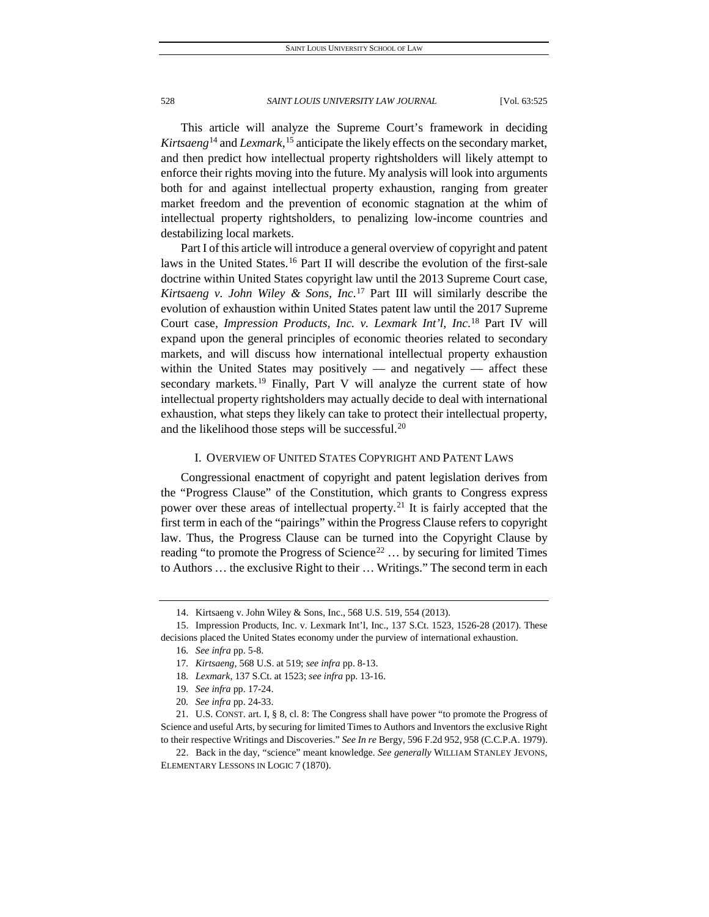This article will analyze the Supreme Court's framework in deciding *Kirtsaeng*[14] and *Lexmark*,[15] anticipate the likely effects on the secondary market, and then predict how intellectual property rightsholders will likely attempt to enforce their rights moving into the future. My analysis will look into arguments both for and against intellectual property exhaustion, ranging from greater market freedom and the prevention of economic stagnation at the whim of intellectual property rightsholders, to penalizing low-income countries and destabilizing local markets.

Part I of this article will introduce a general overview of copyright and patent laws in the United States.[16] Part II will describe the evolution of the first-sale doctrine within United States copyright law until the 2013 Supreme Court case, *Kirtsaeng v. John Wiley & Sons, Inc.*[17] Part III will similarly describe the evolution of exhaustion within United States patent law until the 2017 Supreme Court case, *Impression Products, Inc. v. Lexmark Int'l, Inc*.[18] Part IV will expand upon the general principles of economic theories related to secondary markets, and will discuss how international intellectual property exhaustion within the United States may positively — and negatively — affect these secondary markets.[19] Finally, Part V will analyze the current state of how intellectual property rightsholders may actually decide to deal with international exhaustion, what steps they likely can take to protect their intellectual property, and the likelihood those steps will be successful.[20]

## I. OVERVIEW OF UNITED STATES COPYRIGHT AND PATENT LAWS

Congressional enactment of copyright and patent legislation derives from the "Progress Clause" of the Constitution, which grants to Congress express power over these areas of intellectual property.[21] It is fairly accepted that the first term in each of the "pairings" within the Progress Clause refers to copyright law. Thus, the Progress Clause can be turned into the Copyright Clause by reading "to promote the Progress of Science[22] … by securing for limited Times to Authors … the exclusive Right to their … Writings." The second term in each

---

14. Kirtsaeng v. John Wiley & Sons, Inc., 568 U.S. 519, 554 (2013).

15. Impression Products, Inc. v. Lexmark Int'l, Inc., 137 S.Ct. 1523, 1526-28 (2017). These decisions placed the United States economy under the purview of international exhaustion.

16. *See infra* pp. 5-8.

17. *Kirtsaeng*, 568 U.S. at 519; *see infra* pp. 8-13.

18. *Lexmark*, 137 S.Ct. at 1523; *see infra* pp. 13-16.

19. *See infra* pp. 17-24.

20. *See infra* pp. 24-33.

21. U.S. CONST. art. I, § 8, cl. 8: The Congress shall have power "to promote the Progress of Science and useful Arts, by securing for limited Times to Authors and Inventors the exclusive Right to their respective Writings and Discoveries." *See In re* Bergy, 596 F.2d 952, 958 (C.C.P.A. 1979).

22. Back in the day, "science" meant knowledge. *See generally* WILLIAM STANLEY JEVONS, ELEMENTARY LESSONS IN LOGIC 7 (1870).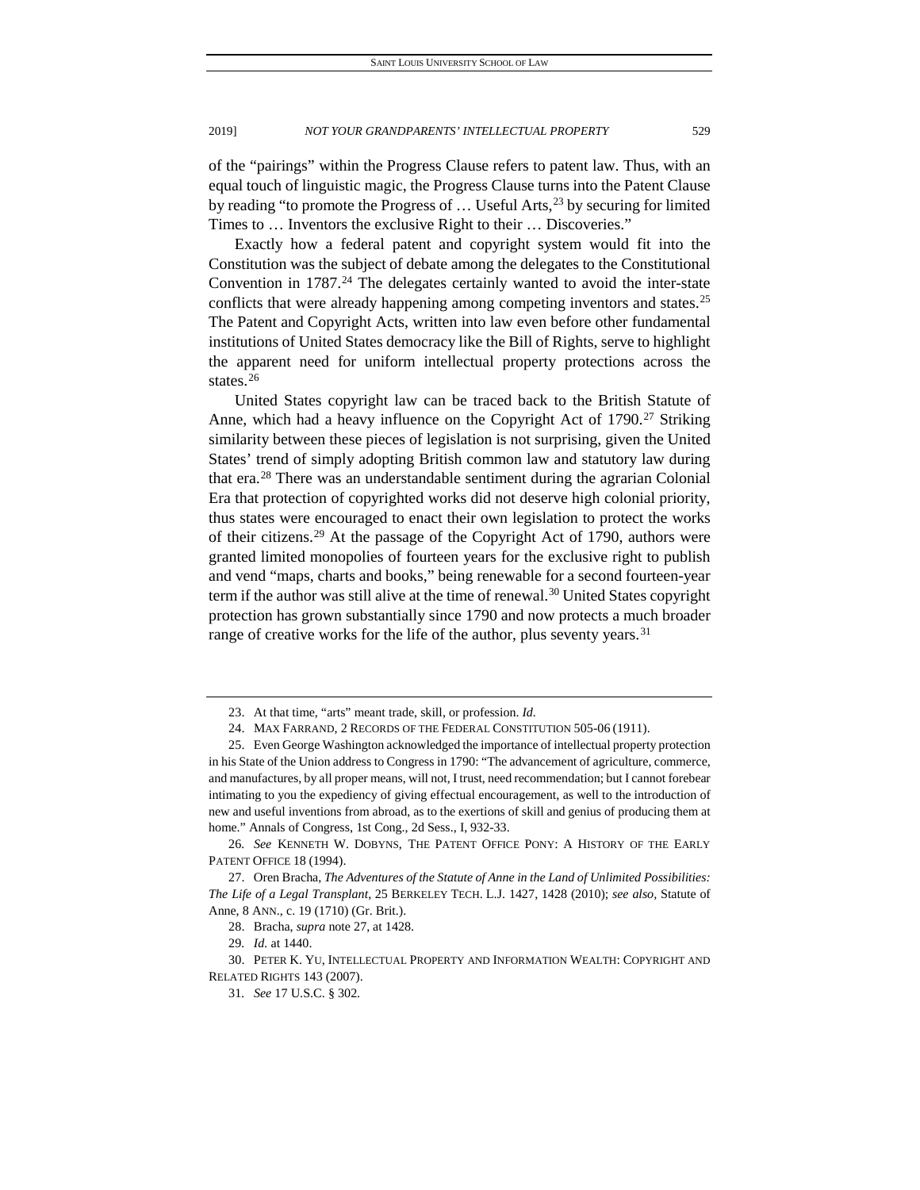of the "pairings" within the Progress Clause refers to patent law. Thus, with an equal touch of linguistic magic, the Progress Clause turns into the Patent Clause by reading "to promote the Progress of … Useful Arts,[23] by securing for limited Times to … Inventors the exclusive Right to their … Discoveries."

Exactly how a federal patent and copyright system would fit into the Constitution was the subject of debate among the delegates to the Constitutional Convention in 1787.[24] The delegates certainly wanted to avoid the inter-state conflicts that were already happening among competing inventors and states.[25] The Patent and Copyright Acts, written into law even before other fundamental institutions of United States democracy like the Bill of Rights, serve to highlight the apparent need for uniform intellectual property protections across the states.[26]

United States copyright law can be traced back to the British Statute of Anne, which had a heavy influence on the Copyright Act of 1790.[27] Striking similarity between these pieces of legislation is not surprising, given the United States' trend of simply adopting British common law and statutory law during that era.[28] There was an understandable sentiment during the agrarian Colonial Era that protection of copyrighted works did not deserve high colonial priority, thus states were encouraged to enact their own legislation to protect the works of their citizens.[29] At the passage of the Copyright Act of 1790, authors were granted limited monopolies of fourteen years for the exclusive right to publish and vend "maps, charts and books," being renewable for a second fourteen-year term if the author was still alive at the time of renewal.[30] United States copyright protection has grown substantially since 1790 and now protects a much broader range of creative works for the life of the author, plus seventy years.[31]

---

23. At that time, "arts" meant trade, skill, or profession. *Id.*

24. MAX FARRAND, 2 RECORDS OF THE FEDERAL CONSTITUTION 505-06 (1911).

25. Even George Washington acknowledged the importance of intellectual property protection in his State of the Union address to Congress in 1790: "The advancement of agriculture, commerce, and manufactures, by all proper means, will not, I trust, need recommendation; but I cannot forebear intimating to you the expediency of giving effectual encouragement, as well to the introduction of new and useful inventions from abroad, as to the exertions of skill and genius of producing them at home." Annals of Congress, 1st Cong., 2d Sess., I, 932-33.

26. *See* KENNETH W. DOBYNS, THE PATENT OFFICE PONY: A HISTORY OF THE EARLY PATENT OFFICE 18 (1994).

27. Oren Bracha, *The Adventures of the Statute of Anne in the Land of Unlimited Possibilities: The Life of a Legal Transplant*, 25 BERKELEY TECH. L.J. 1427, 1428 (2010); *see also*, Statute of Anne, 8 ANN., c. 19 (1710) (Gr. Brit.).

28. Bracha, *supra* note 27, at 1428.

29. *Id.* at 1440.

30. PETER K. YU, INTELLECTUAL PROPERTY AND INFORMATION WEALTH: COPYRIGHT AND RELATED RIGHTS 143 (2007).

31. *See* 17 U.S.C. § 302.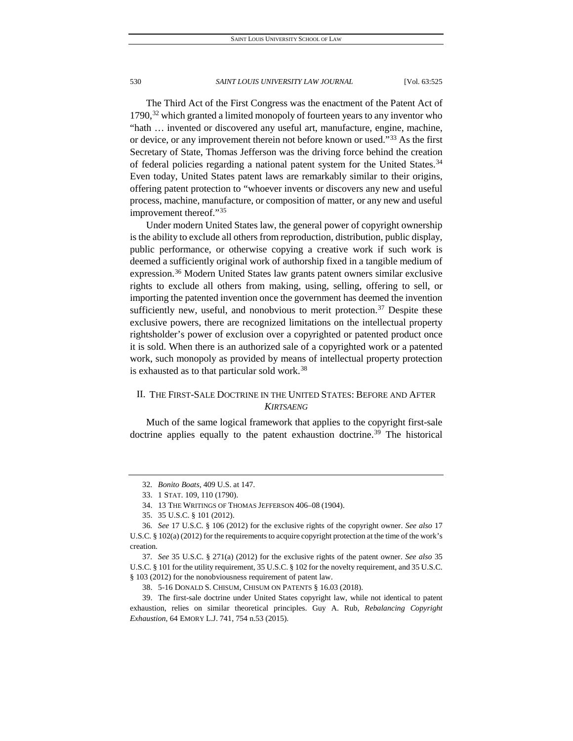The Third Act of the First Congress was the enactment of the Patent Act of 1790,[32] which granted a limited monopoly of fourteen years to any inventor who "hath … invented or discovered any useful art, manufacture, engine, machine, or device, or any improvement therein not before known or used."[33] As the first Secretary of State, Thomas Jefferson was the driving force behind the creation of federal policies regarding a national patent system for the United States.[34] Even today, United States patent laws are remarkably similar to their origins, offering patent protection to "whoever invents or discovers any new and useful process, machine, manufacture, or composition of matter, or any new and useful improvement thereof."[35]

Under modern United States law, the general power of copyright ownership is the ability to exclude all others from reproduction, distribution, public display, public performance, or otherwise copying a creative work if such work is deemed a sufficiently original work of authorship fixed in a tangible medium of expression.[36] Modern United States law grants patent owners similar exclusive rights to exclude all others from making, using, selling, offering to sell, or importing the patented invention once the government has deemed the invention sufficiently new, useful, and nonobvious to merit protection.[37] Despite these exclusive powers, there are recognized limitations on the intellectual property rightsholder's power of exclusion over a copyrighted or patented product once it is sold. When there is an authorized sale of a copyrighted work or a patented work, such monopoly as provided by means of intellectual property protection is exhausted as to that particular sold work.[38]

## II. THE FIRST-SALE DOCTRINE IN THE UNITED STATES: BEFORE AND AFTER *KIRTSAENG*

Much of the same logical framework that applies to the copyright first-sale doctrine applies equally to the patent exhaustion doctrine.[39] The historical

---

32. *Bonito Boats*, 409 U.S. at 147.

33. 1 STAT. 109, 110 (1790).

34. 13 THE WRITINGS OF THOMAS JEFFERSON 406–08 (1904).

35. 35 U.S.C. § 101 (2012).

36. *See* 17 U.S.C. § 106 (2012) for the exclusive rights of the copyright owner. *See also* 17 U.S.C. § 102(a) (2012) for the requirements to acquire copyright protection at the time of the work's creation.

37. *See* 35 U.S.C. § 271(a) (2012) for the exclusive rights of the patent owner. *See also* 35 U.S.C. § 101 for the utility requirement, 35 U.S.C. § 102 for the novelty requirement, and 35 U.S.C. § 103 (2012) for the nonobviousness requirement of patent law.

38. 5-16 DONALD S. CHISUM, CHISUM ON PATENTS § 16.03 (2018).

39. The first-sale doctrine under United States copyright law, while not identical to patent exhaustion, relies on similar theoretical principles. Guy A. Rub, *Rebalancing Copyright Exhaustion*, 64 EMORY L.J. 741, 754 n.53 (2015).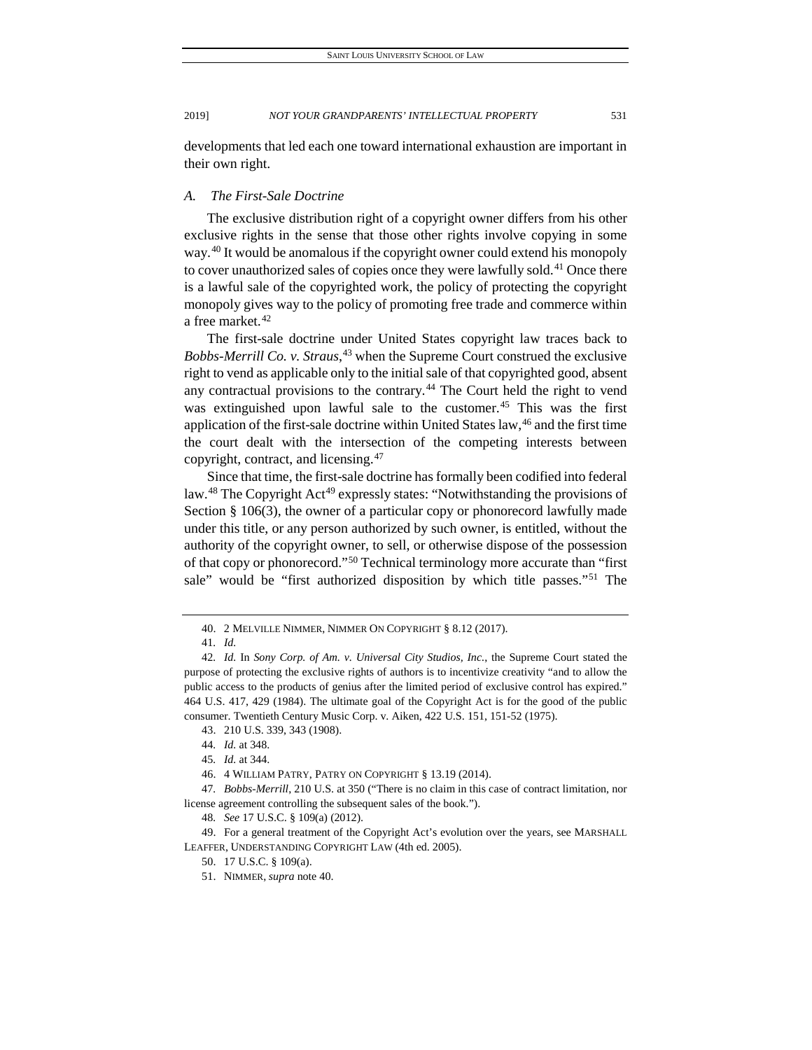developments that led each one toward international exhaustion are important in their own right.

### *A. The First-Sale Doctrine*

The exclusive distribution right of a copyright owner differs from his other exclusive rights in the sense that those other rights involve copying in some way.[40] It would be anomalous if the copyright owner could extend his monopoly to cover unauthorized sales of copies once they were lawfully sold.[41] Once there is a lawful sale of the copyrighted work, the policy of protecting the copyright monopoly gives way to the policy of promoting free trade and commerce within a free market.[42]

The first-sale doctrine under United States copyright law traces back to *Bobbs-Merrill Co. v. Straus*,[43] when the Supreme Court construed the exclusive right to vend as applicable only to the initial sale of that copyrighted good, absent any contractual provisions to the contrary.[44] The Court held the right to vend was extinguished upon lawful sale to the customer.[45] This was the first application of the first-sale doctrine within United States law,[46] and the first time the court dealt with the intersection of the competing interests between copyright, contract, and licensing.[47]

Since that time, the first-sale doctrine has formally been codified into federal law.[48] The Copyright Act[49] expressly states: "Notwithstanding the provisions of Section § 106(3), the owner of a particular copy or phonorecord lawfully made under this title, or any person authorized by such owner, is entitled, without the authority of the copyright owner, to sell, or otherwise dispose of the possession of that copy or phonorecord."[50] Technical terminology more accurate than "first sale" would be "first authorized disposition by which title passes."[51] The

---

40. 2 MELVILLE NIMMER, NIMMER ON COPYRIGHT § 8.12 (2017).

41. *Id.*

42. *Id.* In *Sony Corp. of Am. v. Universal City Studios, Inc.*, the Supreme Court stated the purpose of protecting the exclusive rights of authors is to incentivize creativity "and to allow the public access to the products of genius after the limited period of exclusive control has expired." 464 U.S. 417, 429 (1984). The ultimate goal of the Copyright Act is for the good of the public consumer. Twentieth Century Music Corp. v. Aiken, 422 U.S. 151, 151-52 (1975).

43. 210 U.S. 339, 343 (1908).

44. *Id.* at 348.

45. *Id.* at 344.

46. 4 WILLIAM PATRY, PATRY ON COPYRIGHT § 13.19 (2014).

47. *Bobbs-Merrill*, 210 U.S. at 350 ("There is no claim in this case of contract limitation, nor license agreement controlling the subsequent sales of the book.").

48. *See* 17 U.S.C. § 109(a) (2012).

49. For a general treatment of the Copyright Act's evolution over the years, see MARSHALL LEAFFER, UNDERSTANDING COPYRIGHT LAW (4th ed. 2005).

50. 17 U.S.C. § 109(a).

51. NIMMER, *supra* note 40.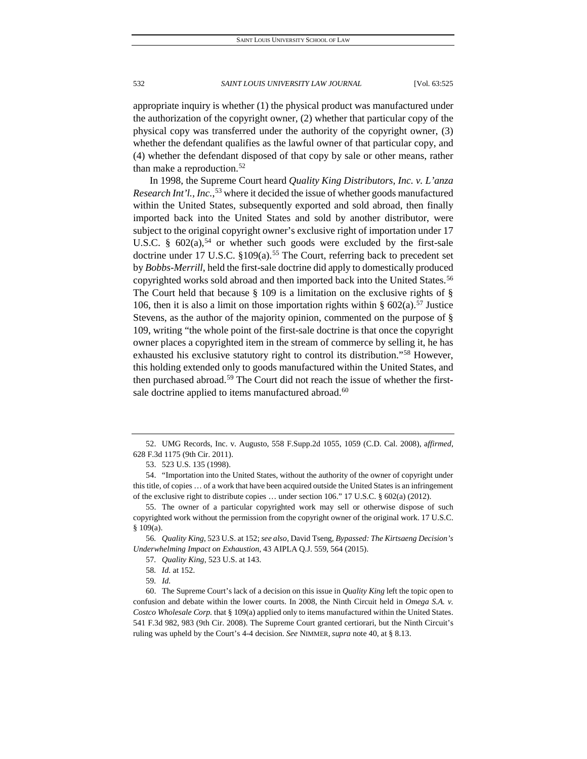appropriate inquiry is whether (1) the physical product was manufactured under the authorization of the copyright owner, (2) whether that particular copy of the physical copy was transferred under the authority of the copyright owner, (3) whether the defendant qualifies as the lawful owner of that particular copy, and (4) whether the defendant disposed of that copy by sale or other means, rather than make a reproduction.[52]

In 1998, the Supreme Court heard *Quality King Distributors, Inc. v. L'anza Research Int'l., Inc.*,[53] where it decided the issue of whether goods manufactured within the United States, subsequently exported and sold abroad, then finally imported back into the United States and sold by another distributor, were subject to the original copyright owner's exclusive right of importation under 17 U.S.C. § 602(a),[54] or whether such goods were excluded by the first-sale doctrine under 17 U.S.C. §109(a).[55] The Court, referring back to precedent set by *Bobbs-Merrill*, held the first-sale doctrine did apply to domestically produced copyrighted works sold abroad and then imported back into the United States.[56] The Court held that because § 109 is a limitation on the exclusive rights of § 106, then it is also a limit on those importation rights within § 602(a).[57] Justice Stevens, as the author of the majority opinion, commented on the purpose of § 109, writing "the whole point of the first-sale doctrine is that once the copyright owner places a copyrighted item in the stream of commerce by selling it, he has exhausted his exclusive statutory right to control its distribution."[58] However, this holding extended only to goods manufactured within the United States, and then purchased abroad.[59] The Court did not reach the issue of whether the first-sale doctrine applied to items manufactured abroad.[60]

---

52. UMG Records, Inc. v. Augusto, 558 F.Supp.2d 1055, 1059 (C.D. Cal. 2008), *affirmed*, 628 F.3d 1175 (9th Cir. 2011).

53. 523 U.S. 135 (1998).

54. "Importation into the United States, without the authority of the owner of copyright under this title, of copies … of a work that have been acquired outside the United States is an infringement of the exclusive right to distribute copies … under section 106." 17 U.S.C. § 602(a) (2012).

55. The owner of a particular copyrighted work may sell or otherwise dispose of such copyrighted work without the permission from the copyright owner of the original work. 17 U.S.C. § 109(a).

56. *Quality King*, 523 U.S. at 152; *see also*, David Tseng, *Bypassed: The Kirtsaeng Decision's Underwhelming Impact on Exhaustion*, 43 AIPLA Q.J. 559, 564 (2015).

57. *Quality King*, 523 U.S. at 143.

58. *Id.* at 152.

59. *Id.*

60. The Supreme Court's lack of a decision on this issue in *Quality King* left the topic open to confusion and debate within the lower courts. In 2008, the Ninth Circuit held in *Omega S.A. v. Costco Wholesale Corp.* that § 109(a) applied only to items manufactured within the United States. 541 F.3d 982, 983 (9th Cir. 2008). The Supreme Court granted certiorari, but the Ninth Circuit's ruling was upheld by the Court's 4-4 decision. *See* NIMMER, *supra* note 40, at § 8.13.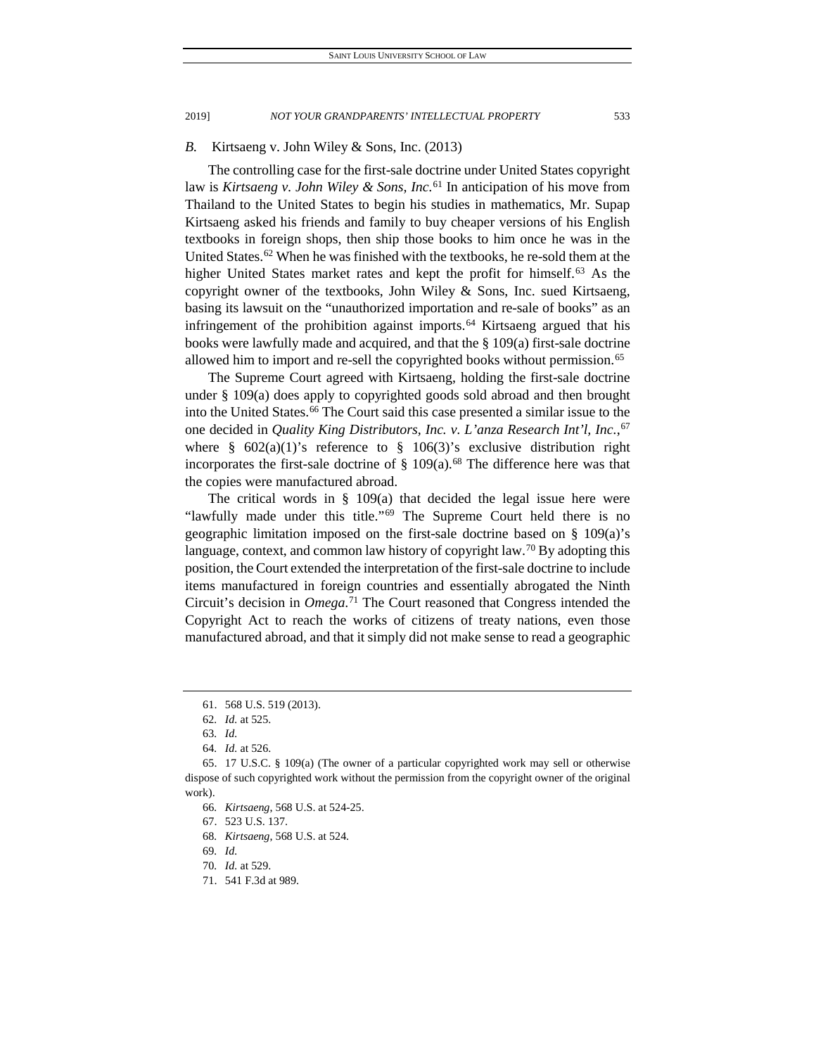### *B.* Kirtsaeng v. John Wiley & Sons, Inc. (2013)

The controlling case for the first-sale doctrine under United States copyright law is *Kirtsaeng v. John Wiley & Sons, Inc.*[61] In anticipation of his move from Thailand to the United States to begin his studies in mathematics, Mr. Supap Kirtsaeng asked his friends and family to buy cheaper versions of his English textbooks in foreign shops, then ship those books to him once he was in the United States.[62] When he was finished with the textbooks, he re-sold them at the higher United States market rates and kept the profit for himself.[63] As the copyright owner of the textbooks, John Wiley & Sons, Inc. sued Kirtsaeng, basing its lawsuit on the "unauthorized importation and re-sale of books" as an infringement of the prohibition against imports.[64] Kirtsaeng argued that his books were lawfully made and acquired, and that the § 109(a) first-sale doctrine allowed him to import and re-sell the copyrighted books without permission.[65]

The Supreme Court agreed with Kirtsaeng, holding the first-sale doctrine under § 109(a) does apply to copyrighted goods sold abroad and then brought into the United States.[66] The Court said this case presented a similar issue to the one decided in *Quality King Distributors, Inc. v. L'anza Research Int'l, Inc.*,[67] where § 602(a)(1)'s reference to § 106(3)'s exclusive distribution right incorporates the first-sale doctrine of § 109(a).[68] The difference here was that the copies were manufactured abroad.

The critical words in § 109(a) that decided the legal issue here were "lawfully made under this title."[69] The Supreme Court held there is no geographic limitation imposed on the first-sale doctrine based on § 109(a)'s language, context, and common law history of copyright law.[70] By adopting this position, the Court extended the interpretation of the first-sale doctrine to include items manufactured in foreign countries and essentially abrogated the Ninth Circuit's decision in *Omega*.[71] The Court reasoned that Congress intended the Copyright Act to reach the works of citizens of treaty nations, even those manufactured abroad, and that it simply did not make sense to read a geographic

---

61. 568 U.S. 519 (2013).

62. *Id.* at 525.

63. *Id.*

64. *Id.* at 526.

65. 17 U.S.C. § 109(a) (The owner of a particular copyrighted work may sell or otherwise dispose of such copyrighted work without the permission from the copyright owner of the original work).

66. *Kirtsaeng*, 568 U.S. at 524-25.

67. 523 U.S. 137.

68. *Kirtsaeng*, 568 U.S. at 524.

69. *Id.*

70. *Id.* at 529.

71. 541 F.3d at 989.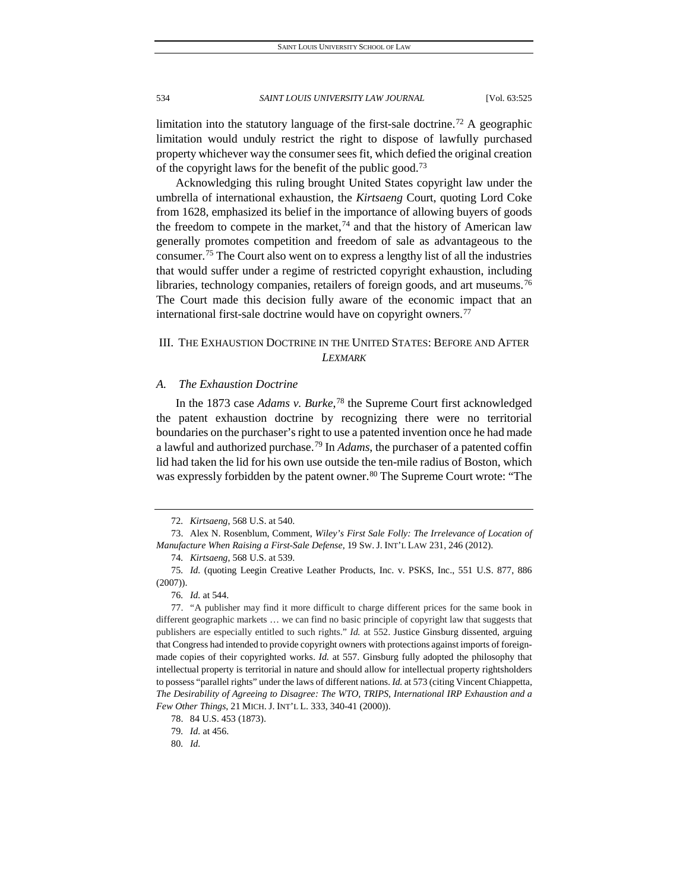limitation into the statutory language of the first-sale doctrine.[72] A geographic limitation would unduly restrict the right to dispose of lawfully purchased property whichever way the consumer sees fit, which defied the original creation of the copyright laws for the benefit of the public good.[73]

Acknowledging this ruling brought United States copyright law under the umbrella of international exhaustion, the *Kirtsaeng* Court, quoting Lord Coke from 1628, emphasized its belief in the importance of allowing buyers of goods the freedom to compete in the market,[74] and that the history of American law generally promotes competition and freedom of sale as advantageous to the consumer.[75] The Court also went on to express a lengthy list of all the industries that would suffer under a regime of restricted copyright exhaustion, including libraries, technology companies, retailers of foreign goods, and art museums.[76] The Court made this decision fully aware of the economic impact that an international first-sale doctrine would have on copyright owners.[77]

## III. THE EXHAUSTION DOCTRINE IN THE UNITED STATES: BEFORE AND AFTER *LEXMARK*

### *A. The Exhaustion Doctrine*

In the 1873 case *Adams v. Burke*,[78] the Supreme Court first acknowledged the patent exhaustion doctrine by recognizing there were no territorial boundaries on the purchaser's right to use a patented invention once he had made a lawful and authorized purchase.[79] In *Adams*, the purchaser of a patented coffin lid had taken the lid for his own use outside the ten-mile radius of Boston, which was expressly forbidden by the patent owner.[80] The Supreme Court wrote: "The

---

72. *Kirtsaeng*, 568 U.S. at 540.

73. Alex N. Rosenblum, Comment, *Wiley's First Sale Folly: The Irrelevance of Location of Manufacture When Raising a First-Sale Defense*, 19 SW. J. INT'L LAW 231, 246 (2012).

74. *Kirtsaeng*, 568 U.S. at 539.

75. *Id.* (quoting Leegin Creative Leather Products, Inc. v. PSKS, Inc., 551 U.S. 877, 886 (2007)).

76. *Id.* at 544.

77. "A publisher may find it more difficult to charge different prices for the same book in different geographic markets … we can find no basic principle of copyright law that suggests that publishers are especially entitled to such rights." *Id.* at 552. Justice Ginsburg dissented, arguing that Congress had intended to provide copyright owners with protections against imports of foreign-made copies of their copyrighted works. *Id.* at 557. Ginsburg fully adopted the philosophy that intellectual property is territorial in nature and should allow for intellectual property rightsholders to possess "parallel rights" under the laws of different nations. *Id.* at 573 (citing Vincent Chiappetta, *The Desirability of Agreeing to Disagree: The WTO, TRIPS, International IRP Exhaustion and a Few Other Things*, 21 MICH. J. INT'L L. 333, 340-41 (2000)).

78. 84 U.S. 453 (1873).

79. *Id.* at 456.

80. *Id.*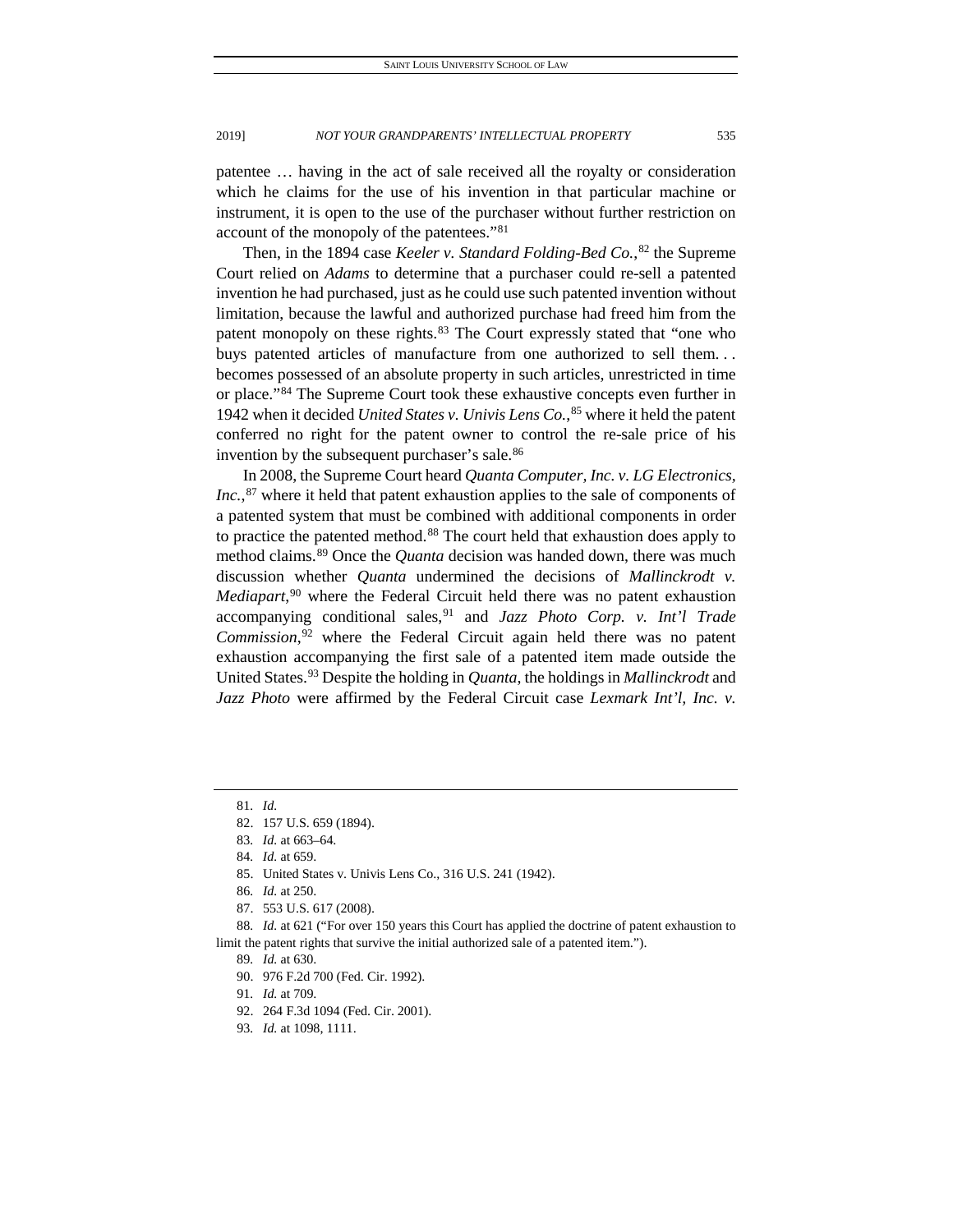patentee … having in the act of sale received all the royalty or consideration which he claims for the use of his invention in that particular machine or instrument, it is open to the use of the purchaser without further restriction on account of the monopoly of the patentees."[81]

Then, in the 1894 case *Keeler v. Standard Folding-Bed Co.*,[82] the Supreme Court relied on *Adams* to determine that a purchaser could re-sell a patented invention he had purchased, just as he could use such patented invention without limitation, because the lawful and authorized purchase had freed him from the patent monopoly on these rights.[83] The Court expressly stated that "one who buys patented articles of manufacture from one authorized to sell them. . . becomes possessed of an absolute property in such articles, unrestricted in time or place."[84] The Supreme Court took these exhaustive concepts even further in 1942 when it decided *United States v. Univis Lens Co.*,[85] where it held the patent conferred no right for the patent owner to control the re-sale price of his invention by the subsequent purchaser's sale.[86]

In 2008, the Supreme Court heard *Quanta Computer, Inc. v. LG Electronics, Inc.*,[87] where it held that patent exhaustion applies to the sale of components of a patented system that must be combined with additional components in order to practice the patented method.[88] The court held that exhaustion does apply to method claims.[89] Once the *Quanta* decision was handed down, there was much discussion whether *Quanta* undermined the decisions of *Mallinckrodt v. Mediapart*,[90] where the Federal Circuit held there was no patent exhaustion accompanying conditional sales,[91] and *Jazz Photo Corp. v. Int'l Trade Commission*,[92] where the Federal Circuit again held there was no patent exhaustion accompanying the first sale of a patented item made outside the United States.[93] Despite the holding in *Quanta*, the holdings in *Mallinckrodt* and *Jazz Photo* were affirmed by the Federal Circuit case *Lexmark Int'l, Inc. v.*

---

81. *Id.*

82. 157 U.S. 659 (1894).

83. *Id.* at 663–64.

84. *Id.* at 659.

85. United States v. Univis Lens Co., 316 U.S. 241 (1942).

86. *Id.* at 250.

87. 553 U.S. 617 (2008).

88. *Id.* at 621 ("For over 150 years this Court has applied the doctrine of patent exhaustion to limit the patent rights that survive the initial authorized sale of a patented item.").

89. *Id.* at 630.

90. 976 F.2d 700 (Fed. Cir. 1992).

91. *Id.* at 709.

92. 264 F.3d 1094 (Fed. Cir. 2001).

93. *Id.* at 1098, 1111.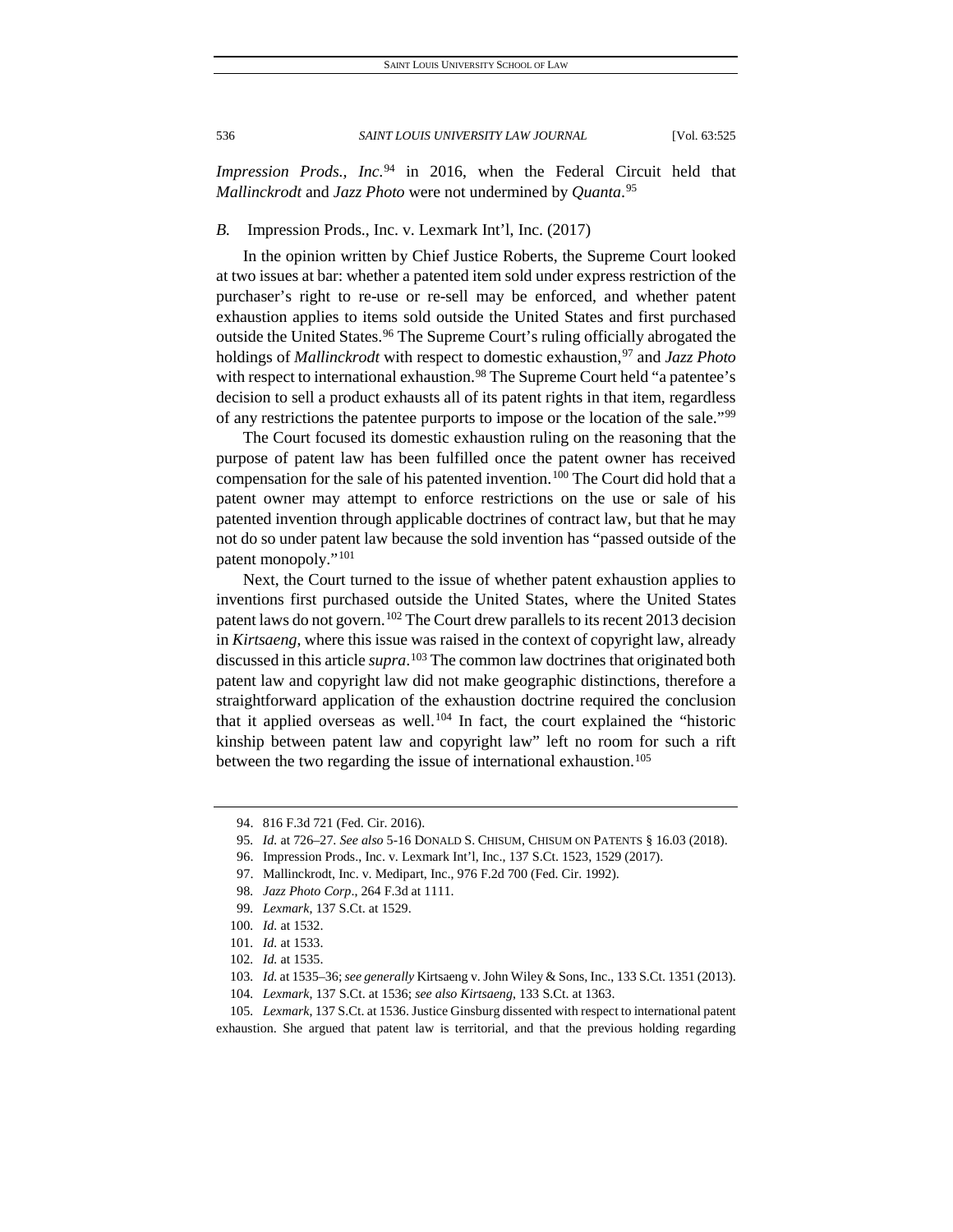*Impression Prods., Inc.*[94] in 2016, when the Federal Circuit held that *Mallinckrodt* and *Jazz Photo* were not undermined by *Quanta*.[95]

### *B.* Impression Prods., Inc. v. Lexmark Int'l, Inc. (2017)

In the opinion written by Chief Justice Roberts, the Supreme Court looked at two issues at bar: whether a patented item sold under express restriction of the purchaser's right to re-use or re-sell may be enforced, and whether patent exhaustion applies to items sold outside the United States and first purchased outside the United States.[96] The Supreme Court's ruling officially abrogated the holdings of *Mallinckrodt* with respect to domestic exhaustion,[97] and *Jazz Photo* with respect to international exhaustion.[98] The Supreme Court held "a patentee's decision to sell a product exhausts all of its patent rights in that item, regardless of any restrictions the patentee purports to impose or the location of the sale."[99]

The Court focused its domestic exhaustion ruling on the reasoning that the purpose of patent law has been fulfilled once the patent owner has received compensation for the sale of his patented invention.[100] The Court did hold that a patent owner may attempt to enforce restrictions on the use or sale of his patented invention through applicable doctrines of contract law, but that he may not do so under patent law because the sold invention has "passed outside of the patent monopoly."[101]

Next, the Court turned to the issue of whether patent exhaustion applies to inventions first purchased outside the United States, where the United States patent laws do not govern.[102] The Court drew parallels to its recent 2013 decision in *Kirtsaeng*, where this issue was raised in the context of copyright law, already discussed in this article *supra*.[103] The common law doctrines that originated both patent law and copyright law did not make geographic distinctions, therefore a straightforward application of the exhaustion doctrine required the conclusion that it applied overseas as well.[104] In fact, the court explained the "historic kinship between patent law and copyright law" left no room for such a rift between the two regarding the issue of international exhaustion.[105]

---

94. 816 F.3d 721 (Fed. Cir. 2016).

95. *Id.* at 726–27. *See also* 5-16 DONALD S. CHISUM, CHISUM ON PATENTS § 16.03 (2018).

96. Impression Prods., Inc. v. Lexmark Int'l, Inc., 137 S.Ct. 1523, 1529 (2017).

97. Mallinckrodt, Inc. v. Medipart, Inc., 976 F.2d 700 (Fed. Cir. 1992).

98. *Jazz Photo Corp*., 264 F.3d at 1111.

99. *Lexmark*, 137 S.Ct. at 1529.

100. *Id.* at 1532.

101. *Id.* at 1533.

102. *Id.* at 1535.

103. *Id.* at 1535–36; *see generally* Kirtsaeng v. John Wiley & Sons, Inc., 133 S.Ct. 1351 (2013).

104. *Lexmark*, 137 S.Ct. at 1536; *see also Kirtsaeng*, 133 S.Ct. at 1363.

105. *Lexmark*, 137 S.Ct. at 1536. Justice Ginsburg dissented with respect to international patent exhaustion. She argued that patent law is territorial, and that the previous holding regarding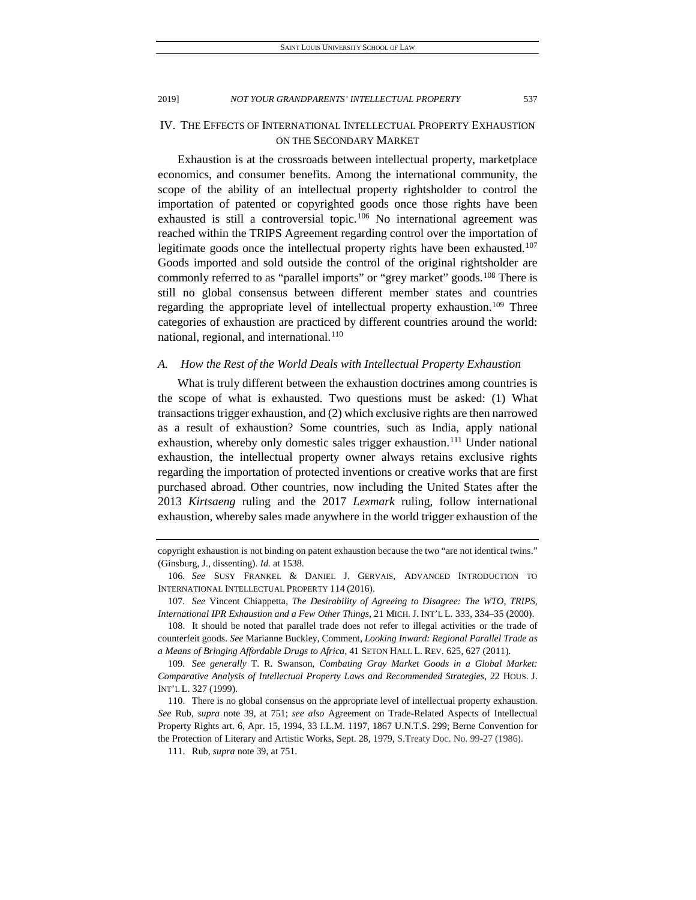## IV. The Effects of International Intellectual Property Exhaustion on the Secondary Market

Exhaustion is at the crossroads between intellectual property, marketplace economics, and consumer benefits. Among the international community, the scope of the ability of an intellectual property rightsholder to control the importation of patented or copyrighted goods once those rights have been exhausted is still a controversial topic.[106] No international agreement was reached within the TRIPS Agreement regarding control over the importation of legitimate goods once the intellectual property rights have been exhausted.[107] Goods imported and sold outside the control of the original rightsholder are commonly referred to as "parallel imports" or "grey market" goods.[108] There is still no global consensus between different member states and countries regarding the appropriate level of intellectual property exhaustion.[109] Three categories of exhaustion are practiced by different countries around the world: national, regional, and international.[110]

### A. How the Rest of the World Deals with Intellectual Property Exhaustion

What is truly different between the exhaustion doctrines among countries is the scope of what is exhausted. Two questions must be asked: (1) What transactions trigger exhaustion, and (2) which exclusive rights are then narrowed as a result of exhaustion? Some countries, such as India, apply national exhaustion, whereby only domestic sales trigger exhaustion.[111] Under national exhaustion, the intellectual property owner always retains exclusive rights regarding the importation of protected inventions or creative works that are first purchased abroad. Other countries, now including the United States after the 2013 *Kirtsaeng* ruling and the 2017 *Lexmark* ruling, follow international exhaustion, whereby sales made anywhere in the world trigger exhaustion of the

---

copyright exhaustion is not binding on patent exhaustion because the two "are not identical twins." (Ginsburg, J., dissenting). *Id.* at 1538.

106. *See* Susy Frankel & Daniel J. Gervais, Advanced Introduction to International Intellectual Property 114 (2016).

107. *See* Vincent Chiappetta, *The Desirability of Agreeing to Disagree: The WTO, TRIPS, International IPR Exhaustion and a Few Other Things*, 21 Mich. J. Int'l L. 333, 334–35 (2000).

108. It should be noted that parallel trade does not refer to illegal activities or the trade of counterfeit goods. *See* Marianne Buckley, Comment, *Looking Inward: Regional Parallel Trade as a Means of Bringing Affordable Drugs to Africa*, 41 Seton Hall L. Rev. 625, 627 (2011).

109. *See generally* T. R. Swanson, *Combating Gray Market Goods in a Global Market: Comparative Analysis of Intellectual Property Laws and Recommended Strategies*, 22 Hous. J. Int'l L. 327 (1999).

110. There is no global consensus on the appropriate level of intellectual property exhaustion. *See* Rub, *supra* note 39, at 751; *see also* Agreement on Trade-Related Aspects of Intellectual Property Rights art. 6, Apr. 15, 1994, 33 I.L.M. 1197, 1867 U.N.T.S. 299; Berne Convention for the Protection of Literary and Artistic Works, Sept. 28, 1979, S.Treaty Doc. No. 99-27 (1986).

111. Rub, *supra* note 39, at 751.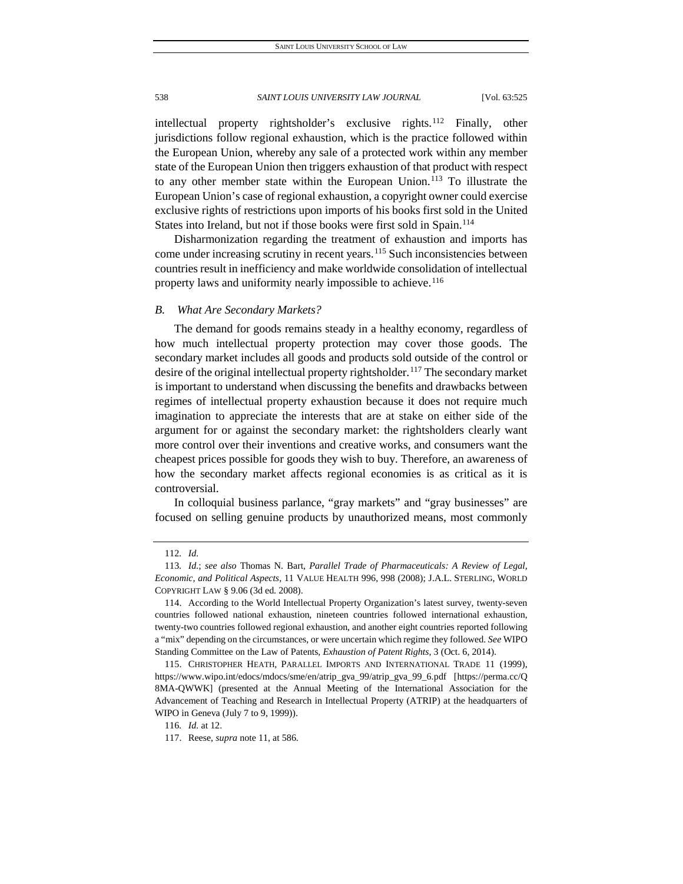intellectual property rightsholder's exclusive rights.[112] Finally, other jurisdictions follow regional exhaustion, which is the practice followed within the European Union, whereby any sale of a protected work within any member state of the European Union then triggers exhaustion of that product with respect to any other member state within the European Union.[113] To illustrate the European Union's case of regional exhaustion, a copyright owner could exercise exclusive rights of restrictions upon imports of his books first sold in the United States into Ireland, but not if those books were first sold in Spain.[114]

Disharmonization regarding the treatment of exhaustion and imports has come under increasing scrutiny in recent years.[115] Such inconsistencies between countries result in inefficiency and make worldwide consolidation of intellectual property laws and uniformity nearly impossible to achieve.[116]

### *B. What Are Secondary Markets?*

The demand for goods remains steady in a healthy economy, regardless of how much intellectual property protection may cover those goods. The secondary market includes all goods and products sold outside of the control or desire of the original intellectual property rightsholder.[117] The secondary market is important to understand when discussing the benefits and drawbacks between regimes of intellectual property exhaustion because it does not require much imagination to appreciate the interests that are at stake on either side of the argument for or against the secondary market: the rightsholders clearly want more control over their inventions and creative works, and consumers want the cheapest prices possible for goods they wish to buy. Therefore, an awareness of how the secondary market affects regional economies is as critical as it is controversial.

In colloquial business parlance, "gray markets" and "gray businesses" are focused on selling genuine products by unauthorized means, most commonly

---

112. *Id.*

113. *Id.*; *see also* Thomas N. Bart, *Parallel Trade of Pharmaceuticals: A Review of Legal, Economic, and Political Aspects*, 11 VALUE HEALTH 996, 998 (2008); J.A.L. STERLING, WORLD COPYRIGHT LAW § 9.06 (3d ed. 2008).

114. According to the World Intellectual Property Organization's latest survey, twenty-seven countries followed national exhaustion, nineteen countries followed international exhaustion, twenty-two countries followed regional exhaustion, and another eight countries reported following a "mix" depending on the circumstances, or were uncertain which regime they followed. *See* WIPO Standing Committee on the Law of Patents, *Exhaustion of Patent Rights*, 3 (Oct. 6, 2014).

115. CHRISTOPHER HEATH, PARALLEL IMPORTS AND INTERNATIONAL TRADE 11 (1999), https://www.wipo.int/edocs/mdocs/sme/en/atrip_gva_99/atrip_gva_99_6.pdf [https://perma.cc/Q8MA-QWWK] (presented at the Annual Meeting of the International Association for the Advancement of Teaching and Research in Intellectual Property (ATRIP) at the headquarters of WIPO in Geneva (July 7 to 9, 1999)).

116. *Id.* at 12.

117. Reese, *supra* note 11, at 586.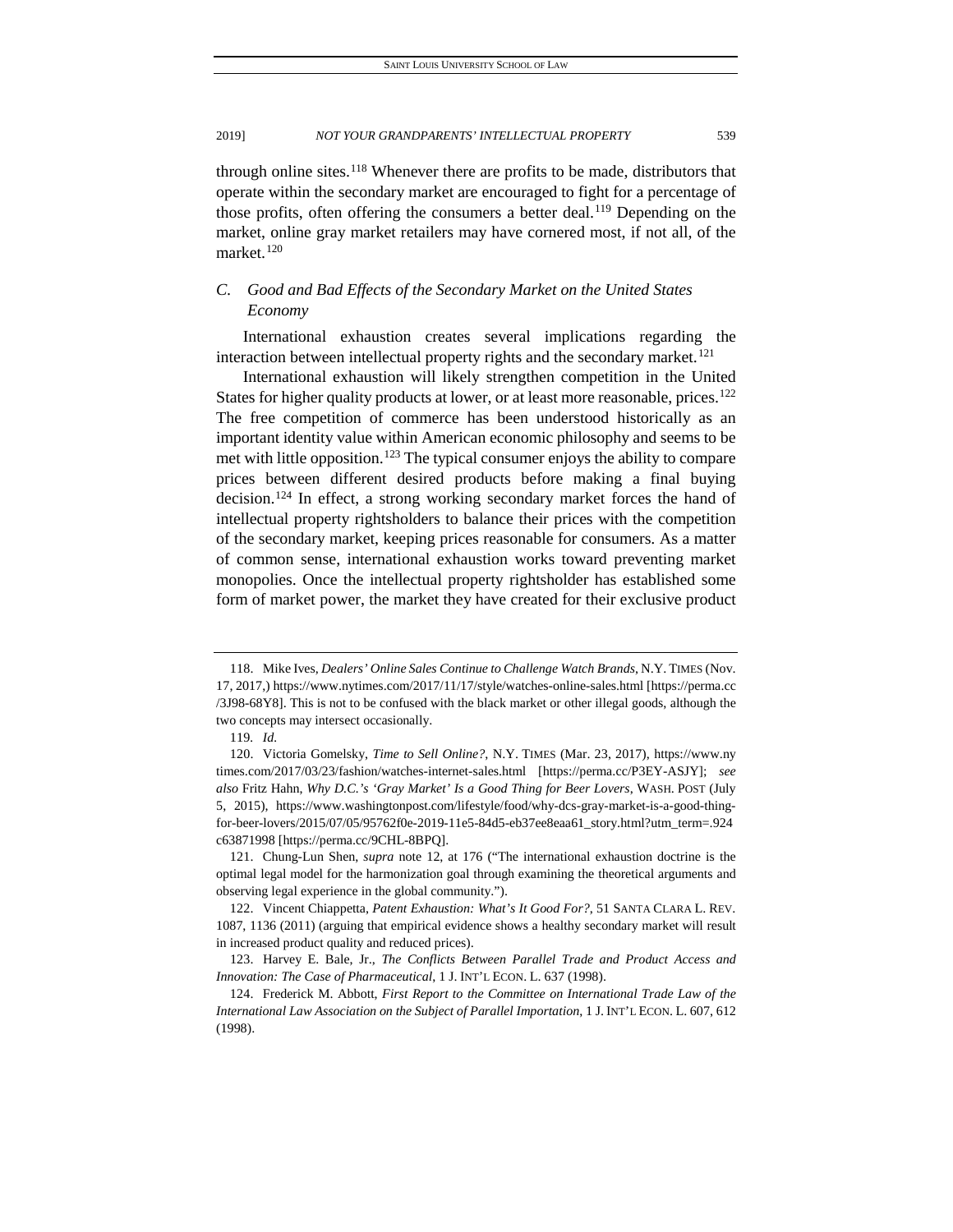through online sites.[118] Whenever there are profits to be made, distributors that operate within the secondary market are encouraged to fight for a percentage of those profits, often offering the consumers a better deal.[119] Depending on the market, online gray market retailers may have cornered most, if not all, of the market.[120]

### *C. Good and Bad Effects of the Secondary Market on the United States Economy*

International exhaustion creates several implications regarding the interaction between intellectual property rights and the secondary market.[121]

International exhaustion will likely strengthen competition in the United States for higher quality products at lower, or at least more reasonable, prices.[122] The free competition of commerce has been understood historically as an important identity value within American economic philosophy and seems to be met with little opposition.[123] The typical consumer enjoys the ability to compare prices between different desired products before making a final buying decision.[124] In effect, a strong working secondary market forces the hand of intellectual property rightsholders to balance their prices with the competition of the secondary market, keeping prices reasonable for consumers. As a matter of common sense, international exhaustion works toward preventing market monopolies. Once the intellectual property rightsholder has established some form of market power, the market they have created for their exclusive product

---

118. Mike Ives, *Dealers' Online Sales Continue to Challenge Watch Brands*, N.Y. TIMES (Nov. 17, 2017,) https://www.nytimes.com/2017/11/17/style/watches-online-sales.html [https://perma.cc/3J98-68Y8]. This is not to be confused with the black market or other illegal goods, although the two concepts may intersect occasionally.

119. *Id.*

120. Victoria Gomelsky, *Time to Sell Online?*, N.Y. TIMES (Mar. 23, 2017), https://www.nytimes.com/2017/03/23/fashion/watches-internet-sales.html [https://perma.cc/P3EY-ASJY]; *see also* Fritz Hahn, *Why D.C.'s 'Gray Market' Is a Good Thing for Beer Lovers*, WASH. POST (July 5, 2015), https://www.washingtonpost.com/lifestyle/food/why-dcs-gray-market-is-a-good-thing-for-beer-lovers/2015/07/05/95762f0e-2019-11e5-84d5-eb37ee8eaa61_story.html?utm_term=.924c63871998 [https://perma.cc/9CHL-8BPQ].

121. Chung-Lun Shen, *supra* note 12, at 176 ("The international exhaustion doctrine is the optimal legal model for the harmonization goal through examining the theoretical arguments and observing legal experience in the global community.").

122. Vincent Chiappetta, *Patent Exhaustion: What's It Good For?*, 51 SANTA CLARA L. REV. 1087, 1136 (2011) (arguing that empirical evidence shows a healthy secondary market will result in increased product quality and reduced prices).

123. Harvey E. Bale, Jr., *The Conflicts Between Parallel Trade and Product Access and Innovation: The Case of Pharmaceutical*, 1 J. INT'L ECON. L. 637 (1998).

124. Frederick M. Abbott, *First Report to the Committee on International Trade Law of the International Law Association on the Subject of Parallel Importation*, 1 J. INT'L ECON. L. 607, 612 (1998).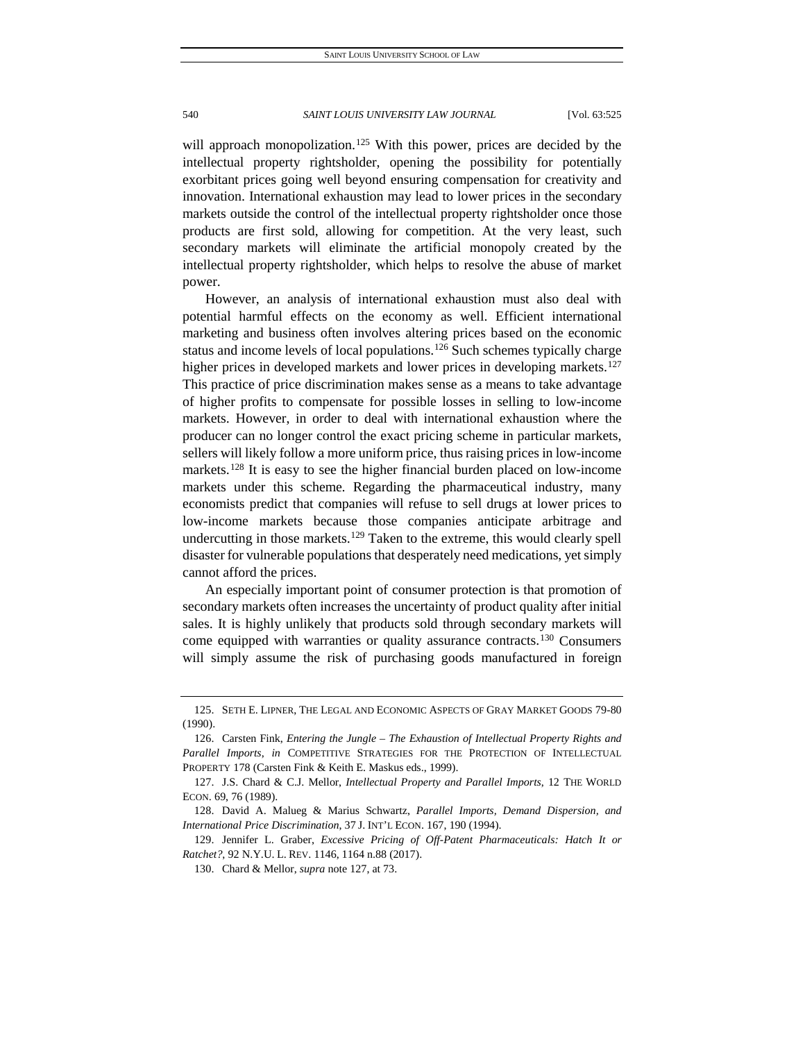will approach monopolization.[125] With this power, prices are decided by the intellectual property rightsholder, opening the possibility for potentially exorbitant prices going well beyond ensuring compensation for creativity and innovation. International exhaustion may lead to lower prices in the secondary markets outside the control of the intellectual property rightsholder once those products are first sold, allowing for competition. At the very least, such secondary markets will eliminate the artificial monopoly created by the intellectual property rightsholder, which helps to resolve the abuse of market power.

However, an analysis of international exhaustion must also deal with potential harmful effects on the economy as well. Efficient international marketing and business often involves altering prices based on the economic status and income levels of local populations.[126] Such schemes typically charge higher prices in developed markets and lower prices in developing markets.[127] This practice of price discrimination makes sense as a means to take advantage of higher profits to compensate for possible losses in selling to low-income markets. However, in order to deal with international exhaustion where the producer can no longer control the exact pricing scheme in particular markets, sellers will likely follow a more uniform price, thus raising prices in low-income markets.[128] It is easy to see the higher financial burden placed on low-income markets under this scheme. Regarding the pharmaceutical industry, many economists predict that companies will refuse to sell drugs at lower prices to low-income markets because those companies anticipate arbitrage and undercutting in those markets.[129] Taken to the extreme, this would clearly spell disaster for vulnerable populations that desperately need medications, yet simply cannot afford the prices.

An especially important point of consumer protection is that promotion of secondary markets often increases the uncertainty of product quality after initial sales. It is highly unlikely that products sold through secondary markets will come equipped with warranties or quality assurance contracts.[130] Consumers will simply assume the risk of purchasing goods manufactured in foreign

---

125. SETH E. LIPNER, THE LEGAL AND ECONOMIC ASPECTS OF GRAY MARKET GOODS 79-80 (1990).

126. Carsten Fink, *Entering the Jungle – The Exhaustion of Intellectual Property Rights and Parallel Imports*, *in* COMPETITIVE STRATEGIES FOR THE PROTECTION OF INTELLECTUAL PROPERTY 178 (Carsten Fink & Keith E. Maskus eds., 1999).

127. J.S. Chard & C.J. Mellor, *Intellectual Property and Parallel Imports*, 12 THE WORLD ECON. 69, 76 (1989).

128. David A. Malueg & Marius Schwartz, *Parallel Imports, Demand Dispersion, and International Price Discrimination*, 37 J. INT'L ECON. 167, 190 (1994).

129. Jennifer L. Graber, *Excessive Pricing of Off-Patent Pharmaceuticals: Hatch It or Ratchet?*, 92 N.Y.U. L. REV. 1146, 1164 n.88 (2017).

130. Chard & Mellor, *supra* note 127, at 73.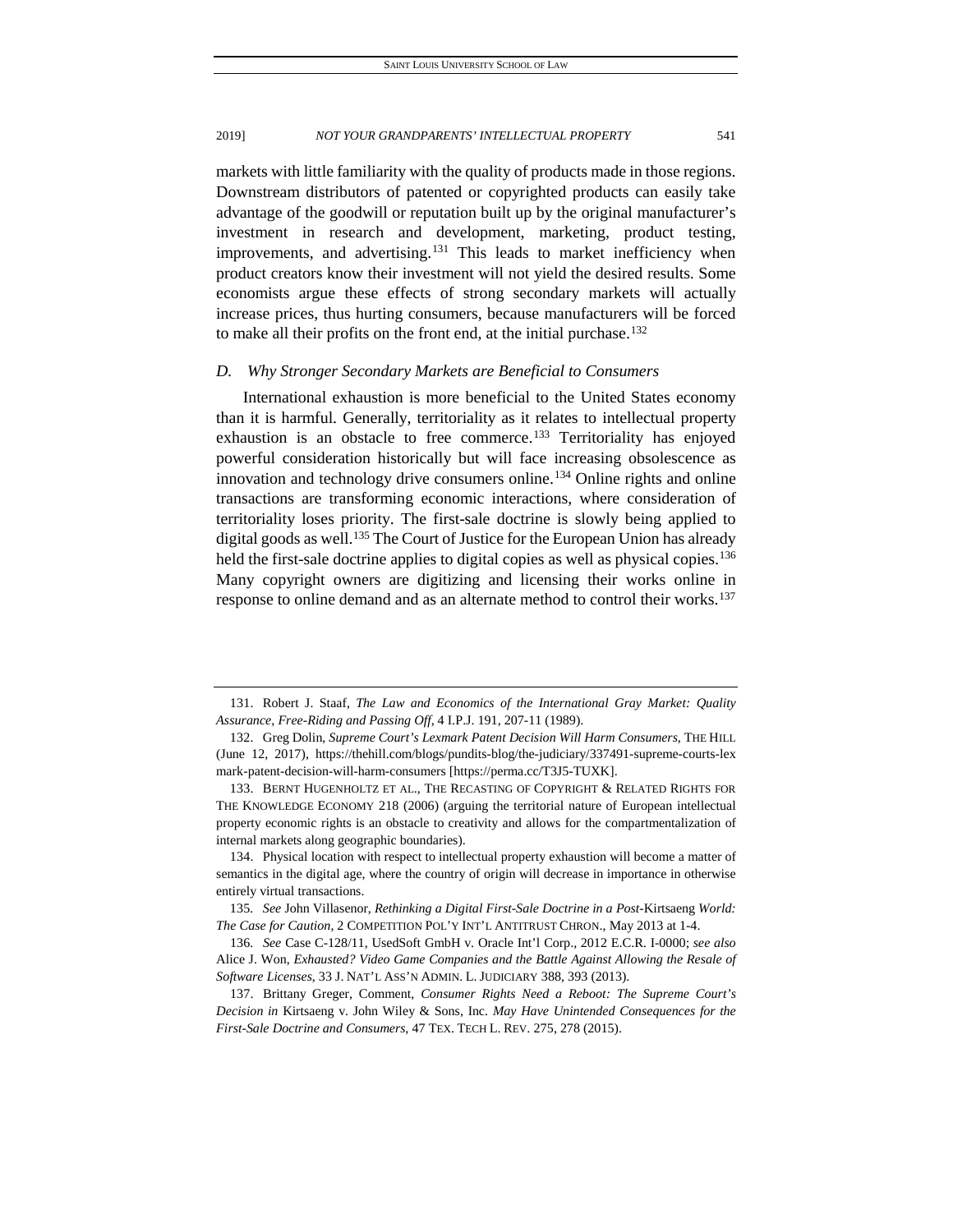markets with little familiarity with the quality of products made in those regions. Downstream distributors of patented or copyrighted products can easily take advantage of the goodwill or reputation built up by the original manufacturer's investment in research and development, marketing, product testing, improvements, and advertising.[131] This leads to market inefficiency when product creators know their investment will not yield the desired results. Some economists argue these effects of strong secondary markets will actually increase prices, thus hurting consumers, because manufacturers will be forced to make all their profits on the front end, at the initial purchase.[132]

### *D. Why Stronger Secondary Markets are Beneficial to Consumers*

International exhaustion is more beneficial to the United States economy than it is harmful. Generally, territoriality as it relates to intellectual property exhaustion is an obstacle to free commerce.[133] Territoriality has enjoyed powerful consideration historically but will face increasing obsolescence as innovation and technology drive consumers online.[134] Online rights and online transactions are transforming economic interactions, where consideration of territoriality loses priority. The first-sale doctrine is slowly being applied to digital goods as well.[135] The Court of Justice for the European Union has already held the first-sale doctrine applies to digital copies as well as physical copies.[136] Many copyright owners are digitizing and licensing their works online in response to online demand and as an alternate method to control their works.[137]

---

131. Robert J. Staaf, *The Law and Economics of the International Gray Market: Quality Assurance, Free-Riding and Passing Off*, 4 I.P.J. 191, 207-11 (1989).

132. Greg Dolin, *Supreme Court's Lexmark Patent Decision Will Harm Consumers*, THE HILL (June 12, 2017), https://thehill.com/blogs/pundits-blog/the-judiciary/337491-supreme-courts-lexmark-patent-decision-will-harm-consumers [https://perma.cc/T3J5-TUXK].

133. BERNT HUGENHOLTZ ET AL., THE RECASTING OF COPYRIGHT & RELATED RIGHTS FOR THE KNOWLEDGE ECONOMY 218 (2006) (arguing the territorial nature of European intellectual property economic rights is an obstacle to creativity and allows for the compartmentalization of internal markets along geographic boundaries).

134. Physical location with respect to intellectual property exhaustion will become a matter of semantics in the digital age, where the country of origin will decrease in importance in otherwise entirely virtual transactions.

135. *See* John Villasenor, *Rethinking a Digital First-Sale Doctrine in a Post-*Kirtsaeng *World: The Case for Caution*, 2 COMPETITION POL'Y INT'L ANTITRUST CHRON., May 2013 at 1-4.

136. *See* Case C-128/11, UsedSoft GmbH v. Oracle Int'l Corp., 2012 E.C.R. I-0000; *see also* Alice J. Won, *Exhausted? Video Game Companies and the Battle Against Allowing the Resale of Software Licenses*, 33 J. NAT'L ASS'N ADMIN. L. JUDICIARY 388, 393 (2013).

137. Brittany Greger, Comment, *Consumer Rights Need a Reboot: The Supreme Court's Decision in* Kirtsaeng v. John Wiley & Sons, Inc. *May Have Unintended Consequences for the First-Sale Doctrine and Consumers*, 47 TEX. TECH L. REV. 275, 278 (2015).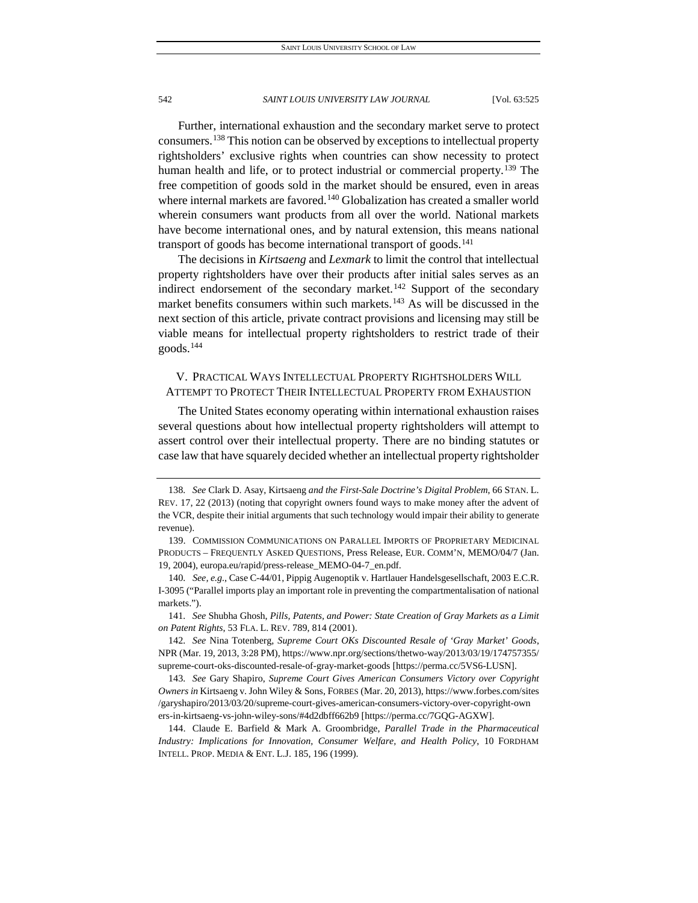Further, international exhaustion and the secondary market serve to protect consumers.[138] This notion can be observed by exceptions to intellectual property rightsholders' exclusive rights when countries can show necessity to protect human health and life, or to protect industrial or commercial property.[139] The free competition of goods sold in the market should be ensured, even in areas where internal markets are favored.[140] Globalization has created a smaller world wherein consumers want products from all over the world. National markets have become international ones, and by natural extension, this means national transport of goods has become international transport of goods.[141]

The decisions in *Kirtsaeng* and *Lexmark* to limit the control that intellectual property rightsholders have over their products after initial sales serves as an indirect endorsement of the secondary market.[142] Support of the secondary market benefits consumers within such markets.[143] As will be discussed in the next section of this article, private contract provisions and licensing may still be viable means for intellectual property rightsholders to restrict trade of their goods.[144]

## V. Practical Ways Intellectual Property Rightsholders Will Attempt to Protect Their Intellectual Property from Exhaustion

The United States economy operating within international exhaustion raises several questions about how intellectual property rightsholders will attempt to assert control over their intellectual property. There are no binding statutes or case law that have squarely decided whether an intellectual property rightsholder

---

138. *See* Clark D. Asay, Kirtsaeng *and the First-Sale Doctrine's Digital Problem*, 66 STAN. L. REV. 17, 22 (2013) (noting that copyright owners found ways to make money after the advent of the VCR, despite their initial arguments that such technology would impair their ability to generate revenue).

139. COMMISSION COMMUNICATIONS ON PARALLEL IMPORTS OF PROPRIETARY MEDICINAL PRODUCTS – FREQUENTLY ASKED QUESTIONS, Press Release, EUR. COMM'N, MEMO/04/7 (Jan. 19, 2004), europa.eu/rapid/press-release_MEMO-04-7_en.pdf.

140. *See, e.g.*, Case C-44/01, Pippig Augenoptik v. Hartlauer Handelsgesellschaft, 2003 E.C.R. I-3095 ("Parallel imports play an important role in preventing the compartmentalisation of national markets.").

141. *See* Shubha Ghosh, *Pills, Patents, and Power: State Creation of Gray Markets as a Limit on Patent Rights*, 53 FLA. L. REV. 789, 814 (2001).

142. *See* Nina Totenberg, *Supreme Court OKs Discounted Resale of 'Gray Market' Goods*, NPR (Mar. 19, 2013, 3:28 PM), https://www.npr.org/sections/thetwo-way/2013/03/19/174757355/supreme-court-oks-discounted-resale-of-gray-market-goods [https://perma.cc/5VS6-LUSN].

143. *See* Gary Shapiro, *Supreme Court Gives American Consumers Victory over Copyright Owners in* Kirtsaeng v. John Wiley & Sons, FORBES (Mar. 20, 2013), https://www.forbes.com/sites/garyshapiro/2013/03/20/supreme-court-gives-american-consumers-victory-over-copyright-owners-in-kirtsaeng-vs-john-wiley-sons/#4d2dbff662b9 [https://perma.cc/7GQG-AGXW].

144. Claude E. Barfield & Mark A. Groombridge, *Parallel Trade in the Pharmaceutical Industry: Implications for Innovation, Consumer Welfare, and Health Policy*, 10 FORDHAM INTELL. PROP. MEDIA & ENT. L.J. 185, 196 (1999).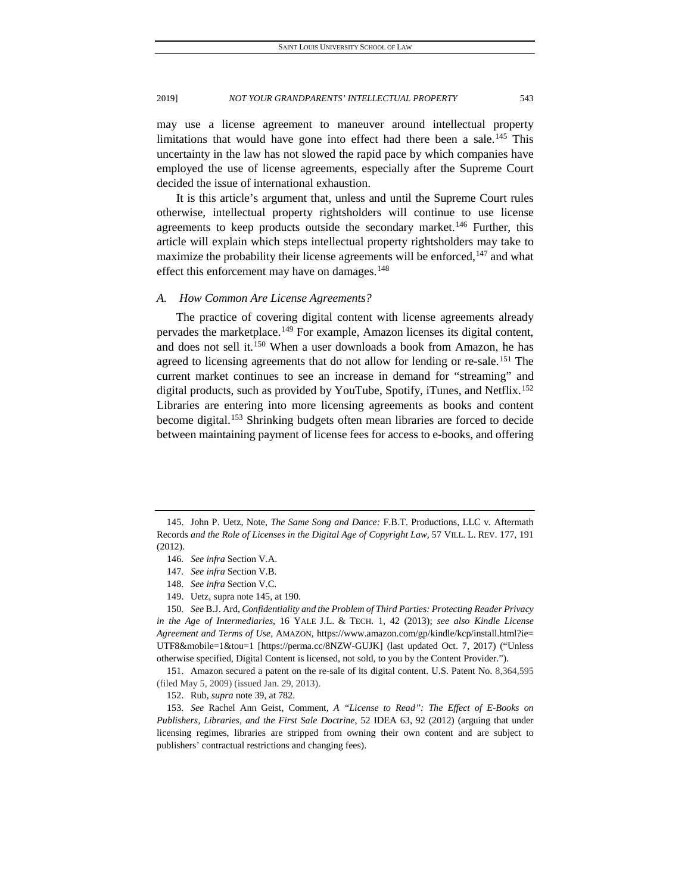may use a license agreement to maneuver around intellectual property limitations that would have gone into effect had there been a sale.[145] This uncertainty in the law has not slowed the rapid pace by which companies have employed the use of license agreements, especially after the Supreme Court decided the issue of international exhaustion.

It is this article's argument that, unless and until the Supreme Court rules otherwise, intellectual property rightsholders will continue to use license agreements to keep products outside the secondary market.[146] Further, this article will explain which steps intellectual property rightsholders may take to maximize the probability their license agreements will be enforced,[147] and what effect this enforcement may have on damages.[148]

### *A. How Common Are License Agreements?*

The practice of covering digital content with license agreements already pervades the marketplace.[149] For example, Amazon licenses its digital content, and does not sell it.[150] When a user downloads a book from Amazon, he has agreed to licensing agreements that do not allow for lending or re-sale.[151] The current market continues to see an increase in demand for "streaming" and digital products, such as provided by YouTube, Spotify, iTunes, and Netflix.[152] Libraries are entering into more licensing agreements as books and content become digital.[153] Shrinking budgets often mean libraries are forced to decide between maintaining payment of license fees for access to e-books, and offering

---

145. John P. Uetz, Note, *The Same Song and Dance:* F.B.T. Productions, LLC v. Aftermath Records *and the Role of Licenses in the Digital Age of Copyright Law*, 57 VILL. L. REV. 177, 191 (2012).

146. *See infra* Section V.A.

147. *See infra* Section V.B.

148. *See infra* Section V.C.

149. Uetz, supra note 145, at 190.

150. *See* B.J. Ard, *Confidentiality and the Problem of Third Parties: Protecting Reader Privacy in the Age of Intermediaries*, 16 YALE J.L. & TECH. 1, 42 (2013); *see also Kindle License Agreement and Terms of Use*, AMAZON, https://www.amazon.com/gp/kindle/kcp/install.html?ie=UTF8&mobile=1&tou=1 [https://perma.cc/8NZW-GUJK] (last updated Oct. 7, 2017) ("Unless otherwise specified, Digital Content is licensed, not sold, to you by the Content Provider.").

151. Amazon secured a patent on the re-sale of its digital content. U.S. Patent No. 8,364,595 (filed May 5, 2009) (issued Jan. 29, 2013).

152. Rub, *supra* note 39, at 782.

153. *See* Rachel Ann Geist, Comment, *A "License to Read": The Effect of E-Books on Publishers, Libraries, and the First Sale Doctrine*, 52 IDEA 63, 92 (2012) (arguing that under licensing regimes, libraries are stripped from owning their own content and are subject to publishers' contractual restrictions and changing fees).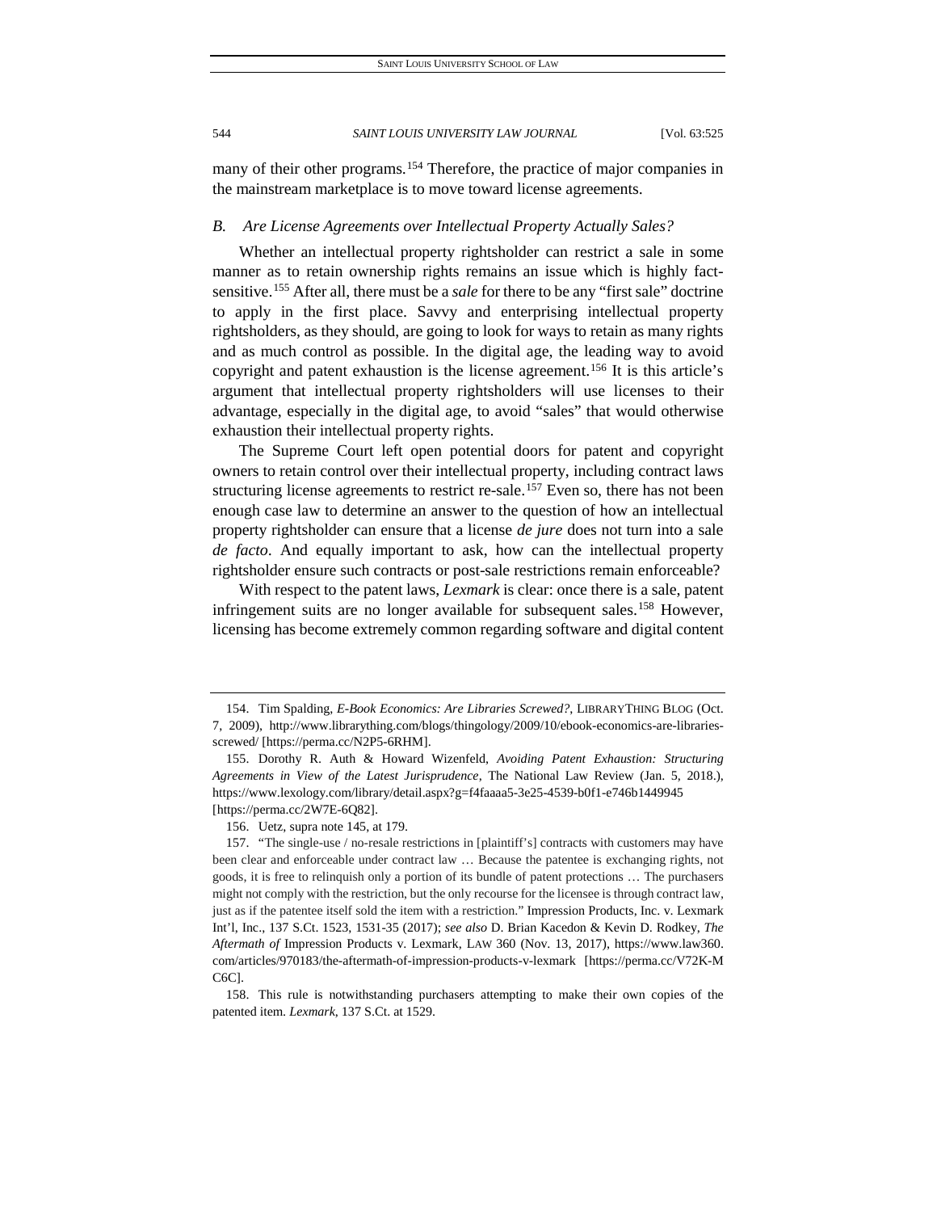many of their other programs.[154] Therefore, the practice of major companies in the mainstream marketplace is to move toward license agreements.

### *B. Are License Agreements over Intellectual Property Actually Sales?*

Whether an intellectual property rightsholder can restrict a sale in some manner as to retain ownership rights remains an issue which is highly fact-sensitive.[155] After all, there must be a *sale* for there to be any "first sale" doctrine to apply in the first place. Savvy and enterprising intellectual property rightsholders, as they should, are going to look for ways to retain as many rights and as much control as possible. In the digital age, the leading way to avoid copyright and patent exhaustion is the license agreement.[156] It is this article's argument that intellectual property rightsholders will use licenses to their advantage, especially in the digital age, to avoid "sales" that would otherwise exhaustion their intellectual property rights.

The Supreme Court left open potential doors for patent and copyright owners to retain control over their intellectual property, including contract laws structuring license agreements to restrict re-sale.[157] Even so, there has not been enough case law to determine an answer to the question of how an intellectual property rightsholder can ensure that a license *de jure* does not turn into a sale *de facto*. And equally important to ask, how can the intellectual property rightsholder ensure such contracts or post-sale restrictions remain enforceable?

With respect to the patent laws, *Lexmark* is clear: once there is a sale, patent infringement suits are no longer available for subsequent sales.[158] However, licensing has become extremely common regarding software and digital content

---

154. Tim Spalding, *E-Book Economics: Are Libraries Screwed?*, LIBRARYTHING BLOG (Oct. 7, 2009), http://www.librarything.com/blogs/thingology/2009/10/ebook-economics-are-libraries-screwed/ [https://perma.cc/N2P5-6RHM].

155. Dorothy R. Auth & Howard Wizenfeld, *Avoiding Patent Exhaustion: Structuring Agreements in View of the Latest Jurisprudence*, The National Law Review (Jan. 5, 2018.), https://www.lexology.com/library/detail.aspx?g=f4faaaa5-3e25-4539-b0f1-e746b1449945 [https://perma.cc/2W7E-6Q82].

156. Uetz, supra note 145, at 179.

157. "The single-use / no-resale restrictions in [plaintiff's] contracts with customers may have been clear and enforceable under contract law … Because the patentee is exchanging rights, not goods, it is free to relinquish only a portion of its bundle of patent protections … The purchasers might not comply with the restriction, but the only recourse for the licensee is through contract law, just as if the patentee itself sold the item with a restriction." Impression Products, Inc. v. Lexmark Int'l, Inc., 137 S.Ct. 1523, 1531-35 (2017); *see also* D. Brian Kacedon & Kevin D. Rodkey, *The Aftermath of* Impression Products v. Lexmark, LAW 360 (Nov. 13, 2017), https://www.law360.com/articles/970183/the-aftermath-of-impression-products-v-lexmark [https://perma.cc/V72K-MC6C].

158. This rule is notwithstanding purchasers attempting to make their own copies of the patented item. *Lexmark*, 137 S.Ct. at 1529.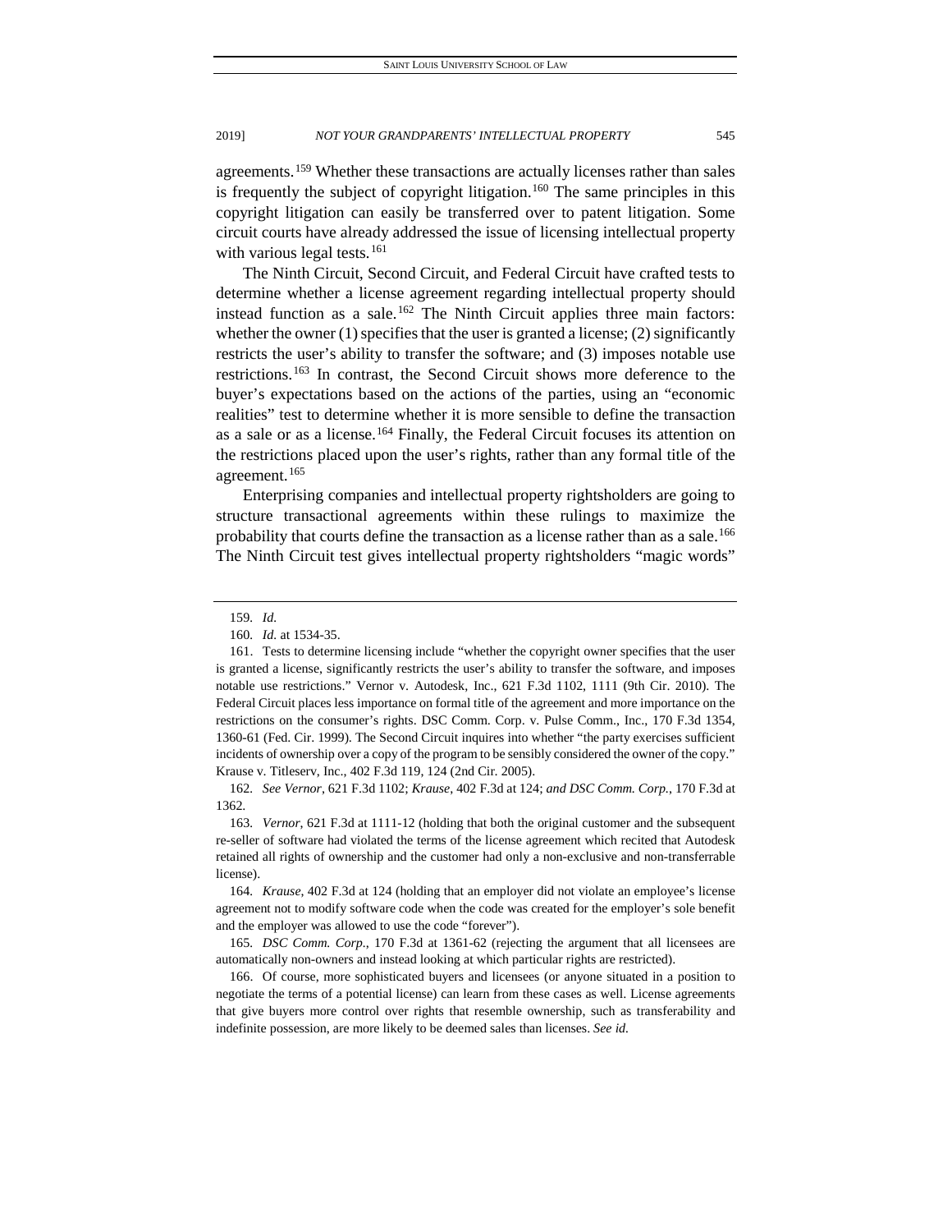agreements.[159] Whether these transactions are actually licenses rather than sales is frequently the subject of copyright litigation.[160] The same principles in this copyright litigation can easily be transferred over to patent litigation. Some circuit courts have already addressed the issue of licensing intellectual property with various legal tests.[161]

The Ninth Circuit, Second Circuit, and Federal Circuit have crafted tests to determine whether a license agreement regarding intellectual property should instead function as a sale.[162] The Ninth Circuit applies three main factors: whether the owner (1) specifies that the user is granted a license; (2) significantly restricts the user's ability to transfer the software; and (3) imposes notable use restrictions.[163] In contrast, the Second Circuit shows more deference to the buyer's expectations based on the actions of the parties, using an "economic realities" test to determine whether it is more sensible to define the transaction as a sale or as a license.[164] Finally, the Federal Circuit focuses its attention on the restrictions placed upon the user's rights, rather than any formal title of the agreement.[165]

Enterprising companies and intellectual property rightsholders are going to structure transactional agreements within these rulings to maximize the probability that courts define the transaction as a license rather than as a sale.[166] The Ninth Circuit test gives intellectual property rightsholders "magic words"

---

159. *Id.*

160. *Id.* at 1534-35.

161. Tests to determine licensing include "whether the copyright owner specifies that the user is granted a license, significantly restricts the user's ability to transfer the software, and imposes notable use restrictions." Vernor v. Autodesk, Inc., 621 F.3d 1102, 1111 (9th Cir. 2010). The Federal Circuit places less importance on formal title of the agreement and more importance on the restrictions on the consumer's rights. DSC Comm. Corp. v. Pulse Comm., Inc., 170 F.3d 1354, 1360-61 (Fed. Cir. 1999). The Second Circuit inquires into whether "the party exercises sufficient incidents of ownership over a copy of the program to be sensibly considered the owner of the copy." Krause v. Titleserv, Inc., 402 F.3d 119, 124 (2nd Cir. 2005).

162. *See Vernor*, 621 F.3d 1102; *Krause*, 402 F.3d at 124; *and DSC Comm. Corp.*, 170 F.3d at 1362.

163. *Vernor*, 621 F.3d at 1111-12 (holding that both the original customer and the subsequent re-seller of software had violated the terms of the license agreement which recited that Autodesk retained all rights of ownership and the customer had only a non-exclusive and non-transferrable license).

164. *Krause*, 402 F.3d at 124 (holding that an employer did not violate an employee's license agreement not to modify software code when the code was created for the employer's sole benefit and the employer was allowed to use the code "forever").

165. *DSC Comm. Corp.*, 170 F.3d at 1361-62 (rejecting the argument that all licensees are automatically non-owners and instead looking at which particular rights are restricted).

166. Of course, more sophisticated buyers and licensees (or anyone situated in a position to negotiate the terms of a potential license) can learn from these cases as well. License agreements that give buyers more control over rights that resemble ownership, such as transferability and indefinite possession, are more likely to be deemed sales than licenses. *See id.*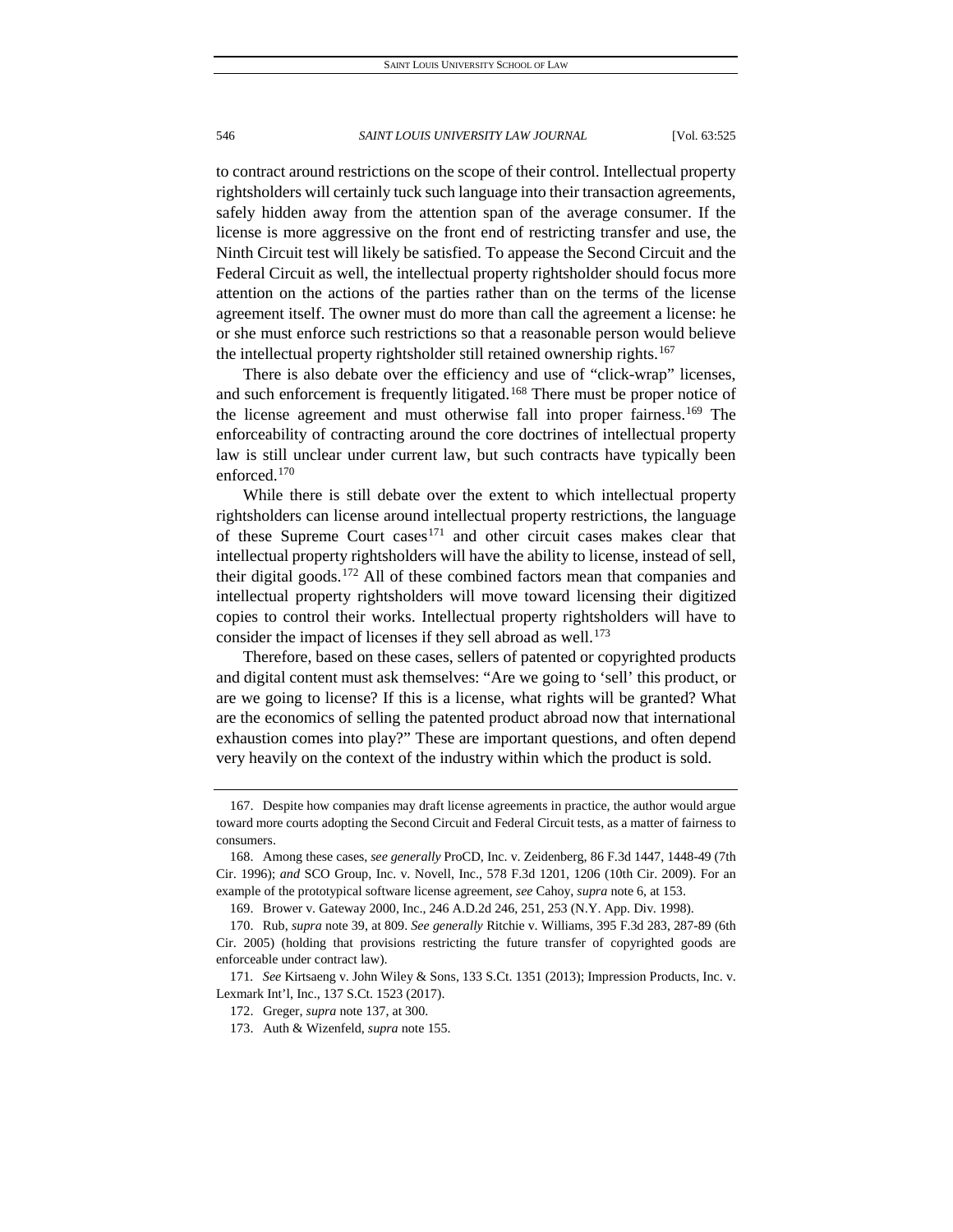to contract around restrictions on the scope of their control. Intellectual property rightsholders will certainly tuck such language into their transaction agreements, safely hidden away from the attention span of the average consumer. If the license is more aggressive on the front end of restricting transfer and use, the Ninth Circuit test will likely be satisfied. To appease the Second Circuit and the Federal Circuit as well, the intellectual property rightsholder should focus more attention on the actions of the parties rather than on the terms of the license agreement itself. The owner must do more than call the agreement a license: he or she must enforce such restrictions so that a reasonable person would believe the intellectual property rightsholder still retained ownership rights.[167]

There is also debate over the efficiency and use of "click-wrap" licenses, and such enforcement is frequently litigated.[168] There must be proper notice of the license agreement and must otherwise fall into proper fairness.[169] The enforceability of contracting around the core doctrines of intellectual property law is still unclear under current law, but such contracts have typically been enforced.[170]

While there is still debate over the extent to which intellectual property rightsholders can license around intellectual property restrictions, the language of these Supreme Court cases[171] and other circuit cases makes clear that intellectual property rightsholders will have the ability to license, instead of sell, their digital goods.[172] All of these combined factors mean that companies and intellectual property rightsholders will move toward licensing their digitized copies to control their works. Intellectual property rightsholders will have to consider the impact of licenses if they sell abroad as well.[173]

Therefore, based on these cases, sellers of patented or copyrighted products and digital content must ask themselves: "Are we going to 'sell' this product, or are we going to license? If this is a license, what rights will be granted? What are the economics of selling the patented product abroad now that international exhaustion comes into play?" These are important questions, and often depend very heavily on the context of the industry within which the product is sold.

---

167. Despite how companies may draft license agreements in practice, the author would argue toward more courts adopting the Second Circuit and Federal Circuit tests, as a matter of fairness to consumers.

168. Among these cases, *see generally* ProCD, Inc. v. Zeidenberg, 86 F.3d 1447, 1448-49 (7th Cir. 1996); *and* SCO Group, Inc. v. Novell, Inc., 578 F.3d 1201, 1206 (10th Cir. 2009). For an example of the prototypical software license agreement, *see* Cahoy, *supra* note 6, at 153.

169. Brower v. Gateway 2000, Inc., 246 A.D.2d 246, 251, 253 (N.Y. App. Div. 1998).

170. Rub, *supra* note 39, at 809. *See generally* Ritchie v. Williams, 395 F.3d 283, 287-89 (6th Cir. 2005) (holding that provisions restricting the future transfer of copyrighted goods are enforceable under contract law).

171. *See* Kirtsaeng v. John Wiley & Sons, 133 S.Ct. 1351 (2013); Impression Products, Inc. v. Lexmark Int'l, Inc., 137 S.Ct. 1523 (2017).

172. Greger, *supra* note 137, at 300.

173. Auth & Wizenfeld, *supra* note 155.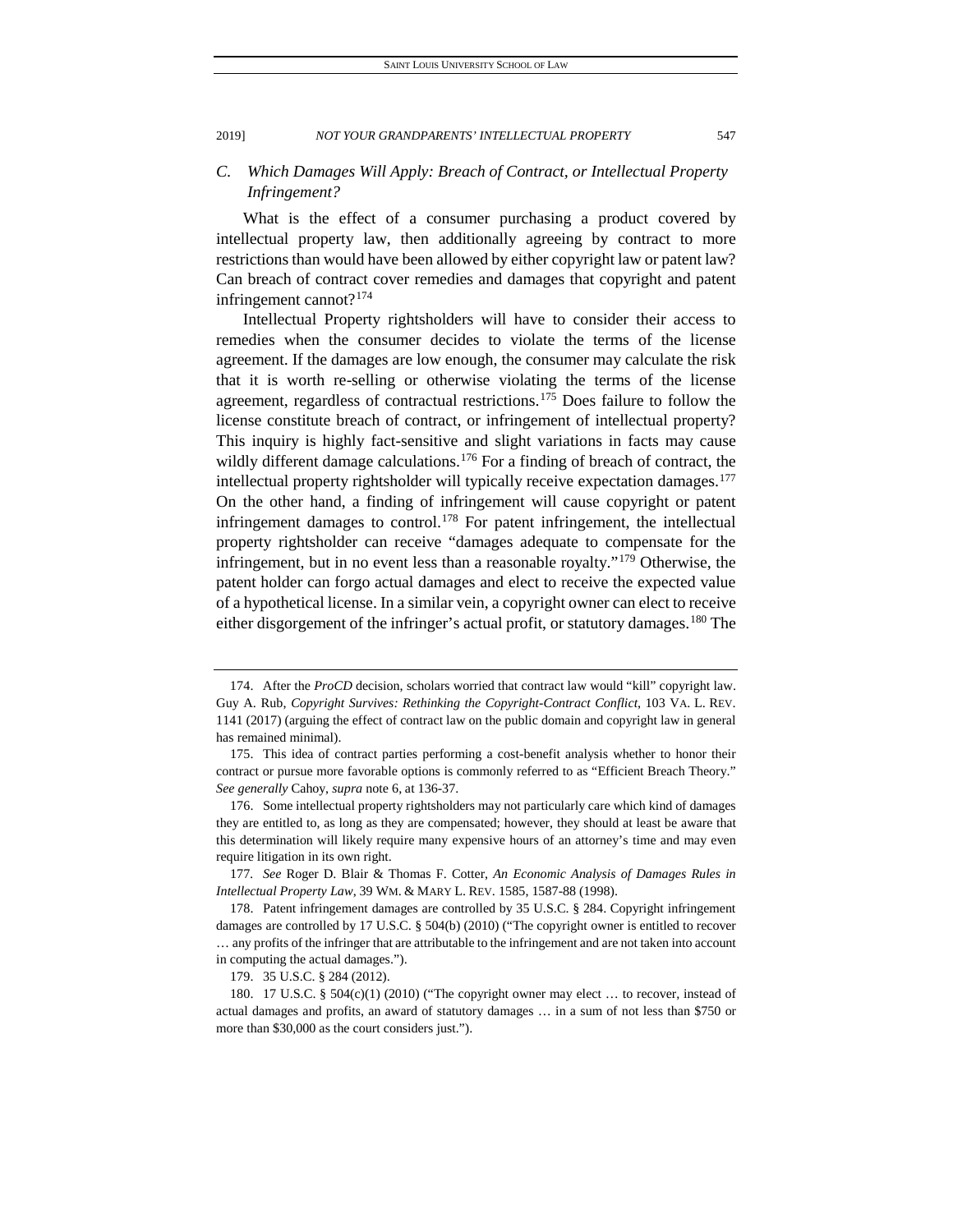### C. *Which Damages Will Apply: Breach of Contract, or Intellectual Property Infringement?*

What is the effect of a consumer purchasing a product covered by intellectual property law, then additionally agreeing by contract to more restrictions than would have been allowed by either copyright law or patent law? Can breach of contract cover remedies and damages that copyright and patent infringement cannot?[174]

Intellectual Property rightsholders will have to consider their access to remedies when the consumer decides to violate the terms of the license agreement. If the damages are low enough, the consumer may calculate the risk that it is worth re-selling or otherwise violating the terms of the license agreement, regardless of contractual restrictions.[175] Does failure to follow the license constitute breach of contract, or infringement of intellectual property? This inquiry is highly fact-sensitive and slight variations in facts may cause wildly different damage calculations.[176] For a finding of breach of contract, the intellectual property rightsholder will typically receive expectation damages.[177] On the other hand, a finding of infringement will cause copyright or patent infringement damages to control.[178] For patent infringement, the intellectual property rightsholder can receive "damages adequate to compensate for the infringement, but in no event less than a reasonable royalty."[179] Otherwise, the patent holder can forgo actual damages and elect to receive the expected value of a hypothetical license. In a similar vein, a copyright owner can elect to receive either disgorgement of the infringer's actual profit, or statutory damages.[180] The

---

174. After the *ProCD* decision, scholars worried that contract law would "kill" copyright law. Guy A. Rub, *Copyright Survives: Rethinking the Copyright-Contract Conflict*, 103 VA. L. REV. 1141 (2017) (arguing the effect of contract law on the public domain and copyright law in general has remained minimal).

175. This idea of contract parties performing a cost-benefit analysis whether to honor their contract or pursue more favorable options is commonly referred to as "Efficient Breach Theory." *See generally* Cahoy, *supra* note 6, at 136-37.

176. Some intellectual property rightsholders may not particularly care which kind of damages they are entitled to, as long as they are compensated; however, they should at least be aware that this determination will likely require many expensive hours of an attorney's time and may even require litigation in its own right.

177. *See* Roger D. Blair & Thomas F. Cotter, *An Economic Analysis of Damages Rules in Intellectual Property Law*, 39 WM. & MARY L. REV. 1585, 1587-88 (1998).

178. Patent infringement damages are controlled by 35 U.S.C. § 284. Copyright infringement damages are controlled by 17 U.S.C. § 504(b) (2010) ("The copyright owner is entitled to recover … any profits of the infringer that are attributable to the infringement and are not taken into account in computing the actual damages.").

179. 35 U.S.C. § 284 (2012).

180. 17 U.S.C. § 504(c)(1) (2010) ("The copyright owner may elect … to recover, instead of actual damages and profits, an award of statutory damages … in a sum of not less than $750 or more than $30,000 as the court considers just.").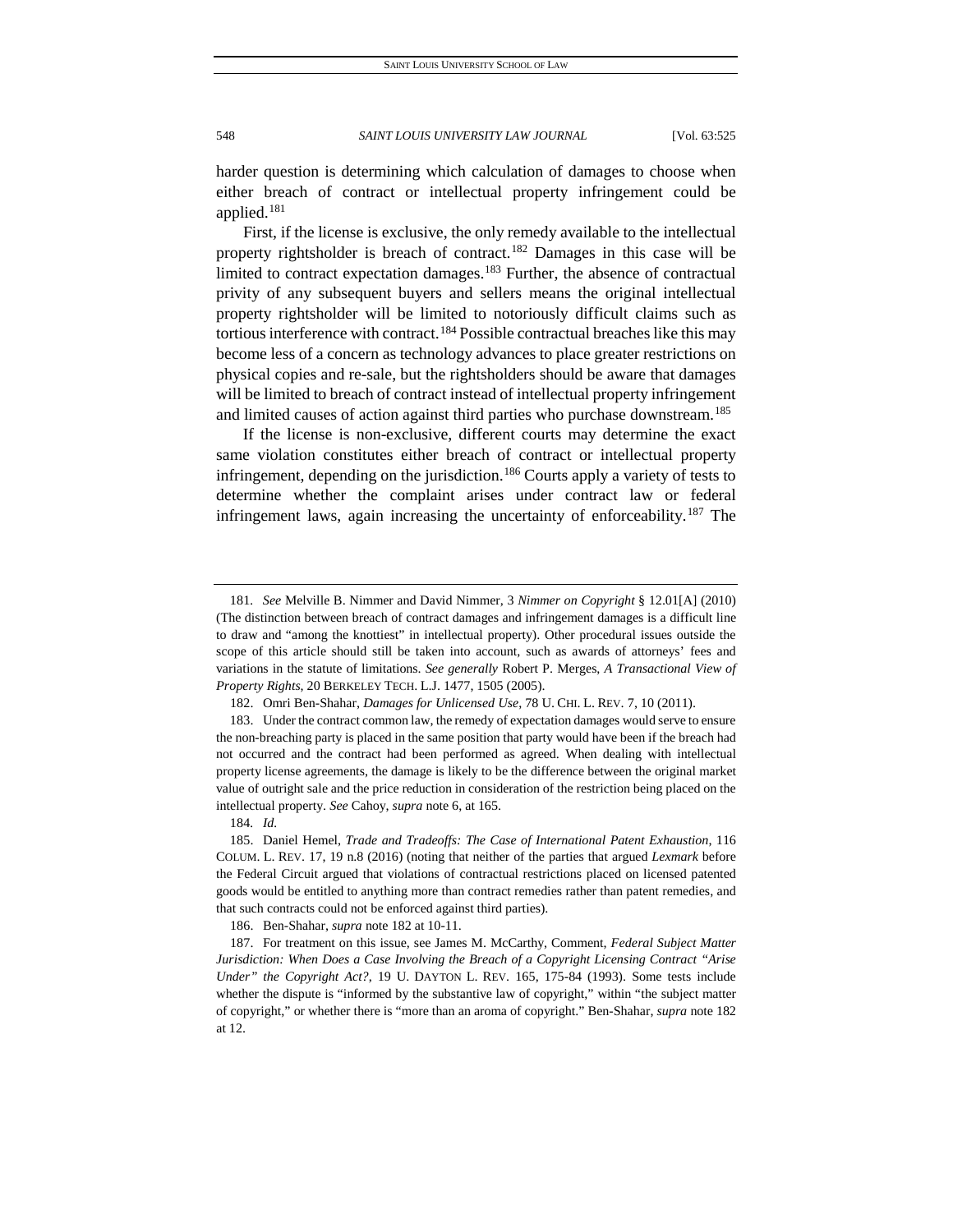harder question is determining which calculation of damages to choose when either breach of contract or intellectual property infringement could be applied.[181]

First, if the license is exclusive, the only remedy available to the intellectual property rightsholder is breach of contract.[182] Damages in this case will be limited to contract expectation damages.[183] Further, the absence of contractual privity of any subsequent buyers and sellers means the original intellectual property rightsholder will be limited to notoriously difficult claims such as tortious interference with contract.[184] Possible contractual breaches like this may become less of a concern as technology advances to place greater restrictions on physical copies and re-sale, but the rightsholders should be aware that damages will be limited to breach of contract instead of intellectual property infringement and limited causes of action against third parties who purchase downstream.[185]

If the license is non-exclusive, different courts may determine the exact same violation constitutes either breach of contract or intellectual property infringement, depending on the jurisdiction.[186] Courts apply a variety of tests to determine whether the complaint arises under contract law or federal infringement laws, again increasing the uncertainty of enforceability.[187] The

---

181. *See* Melville B. Nimmer and David Nimmer, 3 *Nimmer on Copyright* § 12.01[A] (2010) (The distinction between breach of contract damages and infringement damages is a difficult line to draw and "among the knottiest" in intellectual property). Other procedural issues outside the scope of this article should still be taken into account, such as awards of attorneys' fees and variations in the statute of limitations. *See generally* Robert P. Merges, *A Transactional View of Property Rights*, 20 BERKELEY TECH. L.J. 1477, 1505 (2005).

182. Omri Ben-Shahar, *Damages for Unlicensed Use*, 78 U. CHI. L. REV. 7, 10 (2011).

183. Under the contract common law, the remedy of expectation damages would serve to ensure the non-breaching party is placed in the same position that party would have been if the breach had not occurred and the contract had been performed as agreed. When dealing with intellectual property license agreements, the damage is likely to be the difference between the original market value of outright sale and the price reduction in consideration of the restriction being placed on the intellectual property. *See* Cahoy, *supra* note 6, at 165.

184. *Id.*

185. Daniel Hemel, *Trade and Tradeoffs: The Case of International Patent Exhaustion*, 116 COLUM. L. REV. 17, 19 n.8 (2016) (noting that neither of the parties that argued *Lexmark* before the Federal Circuit argued that violations of contractual restrictions placed on licensed patented goods would be entitled to anything more than contract remedies rather than patent remedies, and that such contracts could not be enforced against third parties).

186. Ben-Shahar, *supra* note 182 at 10-11.

187. For treatment on this issue, see James M. McCarthy, Comment, *Federal Subject Matter Jurisdiction: When Does a Case Involving the Breach of a Copyright Licensing Contract "Arise Under" the Copyright Act?*, 19 U. DAYTON L. REV. 165, 175-84 (1993). Some tests include whether the dispute is "informed by the substantive law of copyright," within "the subject matter of copyright," or whether there is "more than an aroma of copyright." Ben-Shahar, *supra* note 182 at 12.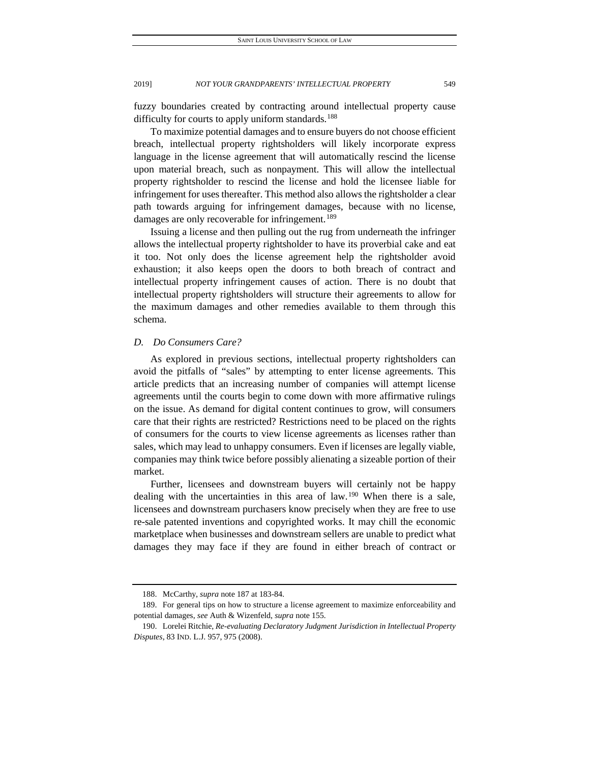fuzzy boundaries created by contracting around intellectual property cause difficulty for courts to apply uniform standards.[188]

To maximize potential damages and to ensure buyers do not choose efficient breach, intellectual property rightsholders will likely incorporate express language in the license agreement that will automatically rescind the license upon material breach, such as nonpayment. This will allow the intellectual property rightsholder to rescind the license and hold the licensee liable for infringement for uses thereafter. This method also allows the rightsholder a clear path towards arguing for infringement damages, because with no license, damages are only recoverable for infringement.[189]

Issuing a license and then pulling out the rug from underneath the infringer allows the intellectual property rightsholder to have its proverbial cake and eat it too. Not only does the license agreement help the rightsholder avoid exhaustion; it also keeps open the doors to both breach of contract and intellectual property infringement causes of action. There is no doubt that intellectual property rightsholders will structure their agreements to allow for the maximum damages and other remedies available to them through this schema.

### *D. Do Consumers Care?*

As explored in previous sections, intellectual property rightsholders can avoid the pitfalls of "sales" by attempting to enter license agreements. This article predicts that an increasing number of companies will attempt license agreements until the courts begin to come down with more affirmative rulings on the issue. As demand for digital content continues to grow, will consumers care that their rights are restricted? Restrictions need to be placed on the rights of consumers for the courts to view license agreements as licenses rather than sales, which may lead to unhappy consumers. Even if licenses are legally viable, companies may think twice before possibly alienating a sizeable portion of their market.

Further, licensees and downstream buyers will certainly not be happy dealing with the uncertainties in this area of law.[190] When there is a sale, licensees and downstream purchasers know precisely when they are free to use re-sale patented inventions and copyrighted works. It may chill the economic marketplace when businesses and downstream sellers are unable to predict what damages they may face if they are found in either breach of contract or

---

188. McCarthy, *supra* note 187 at 183-84.

189. For general tips on how to structure a license agreement to maximize enforceability and potential damages, *see* Auth & Wizenfeld, *supra* note 155.

190. Lorelei Ritchie, *Re-evaluating Declaratory Judgment Jurisdiction in Intellectual Property Disputes*, 83 IND. L.J. 957, 975 (2008).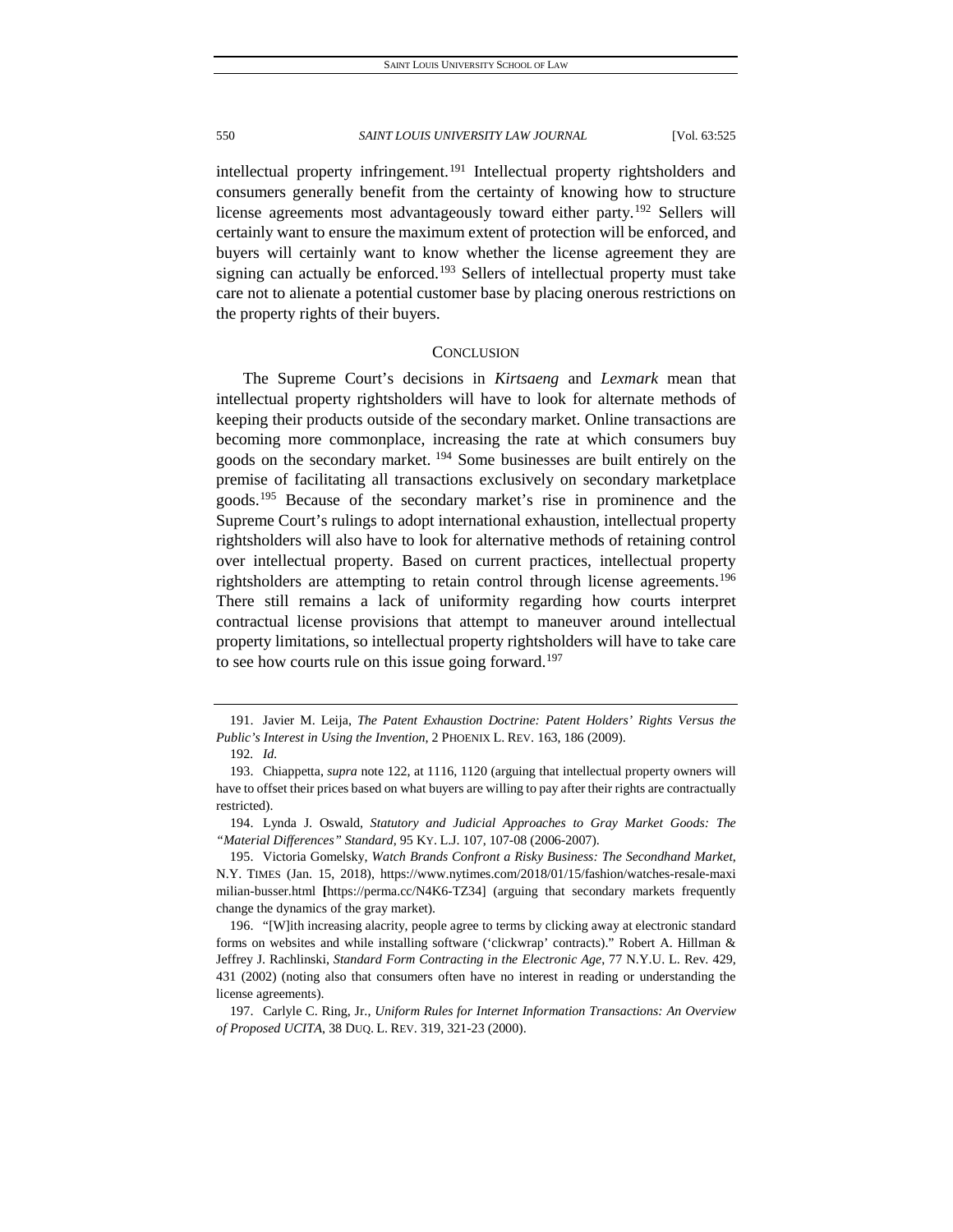intellectual property infringement.[191] Intellectual property rightsholders and consumers generally benefit from the certainty of knowing how to structure license agreements most advantageously toward either party.[192] Sellers will certainly want to ensure the maximum extent of protection will be enforced, and buyers will certainly want to know whether the license agreement they are signing can actually be enforced.[193] Sellers of intellectual property must take care not to alienate a potential customer base by placing onerous restrictions on the property rights of their buyers.

## CONCLUSION

The Supreme Court's decisions in *Kirtsaeng* and *Lexmark* mean that intellectual property rightsholders will have to look for alternate methods of keeping their products outside of the secondary market. Online transactions are becoming more commonplace, increasing the rate at which consumers buy goods on the secondary market. [194] Some businesses are built entirely on the premise of facilitating all transactions exclusively on secondary marketplace goods.[195] Because of the secondary market's rise in prominence and the Supreme Court's rulings to adopt international exhaustion, intellectual property rightsholders will also have to look for alternative methods of retaining control over intellectual property. Based on current practices, intellectual property rightsholders are attempting to retain control through license agreements.[196] There still remains a lack of uniformity regarding how courts interpret contractual license provisions that attempt to maneuver around intellectual property limitations, so intellectual property rightsholders will have to take care to see how courts rule on this issue going forward.[197]

---

191. Javier M. Leija, *The Patent Exhaustion Doctrine: Patent Holders' Rights Versus the Public's Interest in Using the Invention*, 2 PHOENIX L. REV. 163, 186 (2009).

192. *Id.*

193. Chiappetta, *supra* note 122, at 1116, 1120 (arguing that intellectual property owners will have to offset their prices based on what buyers are willing to pay after their rights are contractually restricted).

194. Lynda J. Oswald, *Statutory and Judicial Approaches to Gray Market Goods: The "Material Differences" Standard*, 95 KY. L.J. 107, 107-08 (2006-2007).

195. Victoria Gomelsky, *Watch Brands Confront a Risky Business: The Secondhand Market*, N.Y. TIMES (Jan. 15, 2018), https://www.nytimes.com/2018/01/15/fashion/watches-resale-maximilian-busser.html [https://perma.cc/N4K6-TZ34] (arguing that secondary markets frequently change the dynamics of the gray market).

196. "[W]ith increasing alacrity, people agree to terms by clicking away at electronic standard forms on websites and while installing software ('clickwrap' contracts)." Robert A. Hillman & Jeffrey J. Rachlinski, *Standard Form Contracting in the Electronic Age*, 77 N.Y.U. L. Rev. 429, 431 (2002) (noting also that consumers often have no interest in reading or understanding the license agreements).

197. Carlyle C. Ring, Jr., *Uniform Rules for Internet Information Transactions: An Overview of Proposed UCITA*, 38 DUQ. L. REV. 319, 321-23 (2000).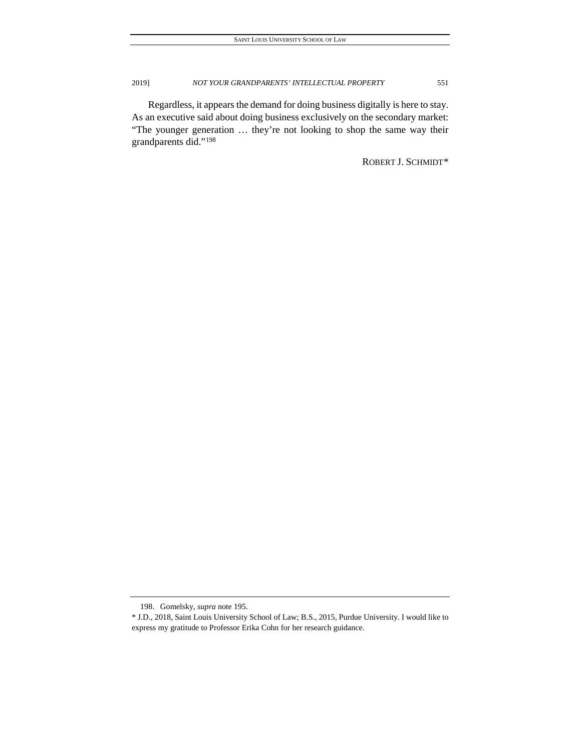Regardless, it appears the demand for doing business digitally is here to stay. As an executive said about doing business exclusively on the secondary market: "The younger generation … they're not looking to shop the same way their grandparents did."[198]

ROBERT J. SCHMIDT*

---

198. Gomelsky, *supra* note 195.

* J.D., 2018, Saint Louis University School of Law; B.S., 2015, Purdue University. I would like to express my gratitude to Professor Erika Cohn for her research guidance.